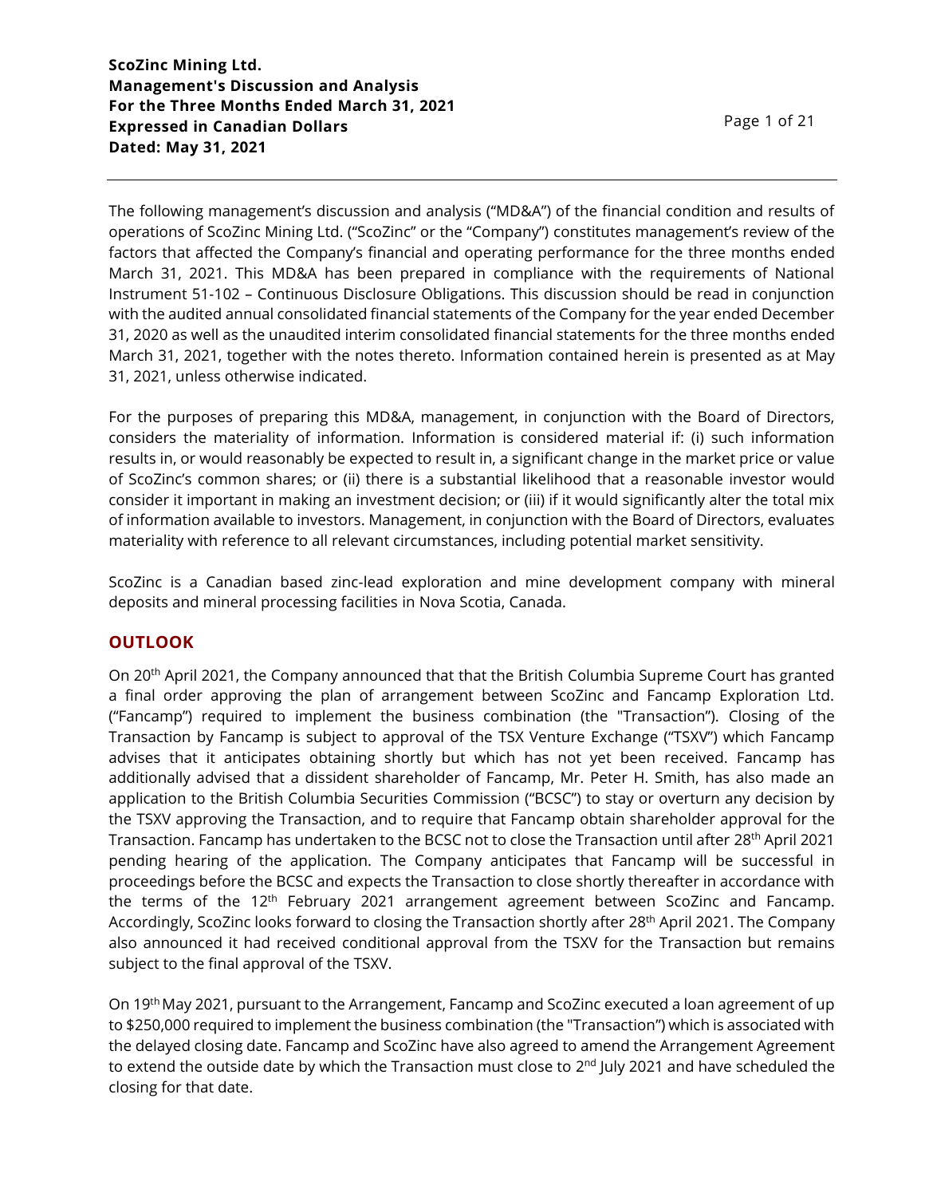**ScoZinc Mining Ltd.**
**Management's Discussion and Analysis**
**For the Three Months Ended March 31, 2021**
**Expressed in Canadian Dollars**
**Dated: May 31, 2021**

The following management's discussion and analysis ("MD&A") of the financial condition and results of operations of ScoZinc Mining Ltd. ("ScoZinc" or the "Company") constitutes management's review of the factors that affected the Company's financial and operating performance for the three months ended March 31, 2021. This MD&A has been prepared in compliance with the requirements of National Instrument 51-102 – Continuous Disclosure Obligations. This discussion should be read in conjunction with the audited annual consolidated financial statements of the Company for the year ended December 31, 2020 as well as the unaudited interim consolidated financial statements for the three months ended March 31, 2021, together with the notes thereto. Information contained herein is presented as at May 31, 2021, unless otherwise indicated.

For the purposes of preparing this MD&A, management, in conjunction with the Board of Directors, considers the materiality of information. Information is considered material if: (i) such information results in, or would reasonably be expected to result in, a significant change in the market price or value of ScoZinc's common shares; or (ii) there is a substantial likelihood that a reasonable investor would consider it important in making an investment decision; or (iii) if it would significantly alter the total mix of information available to investors. Management, in conjunction with the Board of Directors, evaluates materiality with reference to all relevant circumstances, including potential market sensitivity.

ScoZinc is a Canadian based zinc-lead exploration and mine development company with mineral deposits and mineral processing facilities in Nova Scotia, Canada.

## OUTLOOK

On 20th April 2021, the Company announced that that the British Columbia Supreme Court has granted a final order approving the plan of arrangement between ScoZinc and Fancamp Exploration Ltd. ("Fancamp") required to implement the business combination (the "Transaction"). Closing of the Transaction by Fancamp is subject to approval of the TSX Venture Exchange ("TSXV") which Fancamp advises that it anticipates obtaining shortly but which has not yet been received. Fancamp has additionally advised that a dissident shareholder of Fancamp, Mr. Peter H. Smith, has also made an application to the British Columbia Securities Commission ("BCSC") to stay or overturn any decision by the TSXV approving the Transaction, and to require that Fancamp obtain shareholder approval for the Transaction. Fancamp has undertaken to the BCSC not to close the Transaction until after 28th April 2021 pending hearing of the application. The Company anticipates that Fancamp will be successful in proceedings before the BCSC and expects the Transaction to close shortly thereafter in accordance with the terms of the 12th February 2021 arrangement agreement between ScoZinc and Fancamp. Accordingly, ScoZinc looks forward to closing the Transaction shortly after 28th April 2021. The Company also announced it had received conditional approval from the TSXV for the Transaction but remains subject to the final approval of the TSXV.

On 19th May 2021, pursuant to the Arrangement, Fancamp and ScoZinc executed a loan agreement of up to $250,000 required to implement the business combination (the "Transaction") which is associated with the delayed closing date. Fancamp and ScoZinc have also agreed to amend the Arrangement Agreement to extend the outside date by which the Transaction must close to 2nd July 2021 and have scheduled the closing for that date.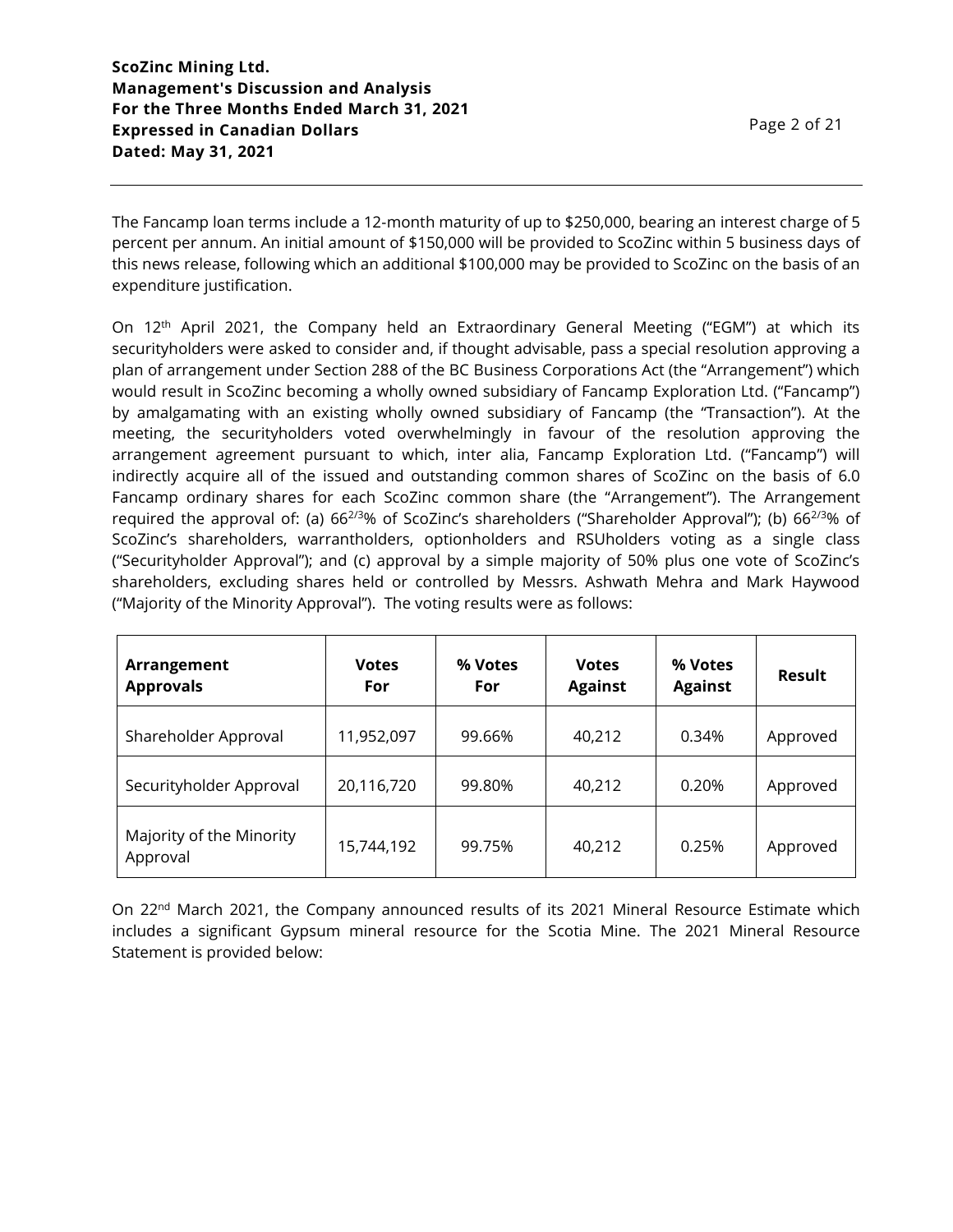The Fancamp loan terms include a 12-month maturity of up to $250,000, bearing an interest charge of 5 percent per annum. An initial amount of $150,000 will be provided to ScoZinc within 5 business days of this news release, following which an additional $100,000 may be provided to ScoZinc on the basis of an expenditure justification.

On 12th April 2021, the Company held an Extraordinary General Meeting ("EGM") at which its securityholders were asked to consider and, if thought advisable, pass a special resolution approving a plan of arrangement under Section 288 of the BC Business Corporations Act (the "Arrangement") which would result in ScoZinc becoming a wholly owned subsidiary of Fancamp Exploration Ltd. ("Fancamp") by amalgamating with an existing wholly owned subsidiary of Fancamp (the "Transaction"). At the meeting, the securityholders voted overwhelmingly in favour of the resolution approving the arrangement agreement pursuant to which, inter alia, Fancamp Exploration Ltd. ("Fancamp") will indirectly acquire all of the issued and outstanding common shares of ScoZinc on the basis of 6.0 Fancamp ordinary shares for each ScoZinc common share (the "Arrangement"). The Arrangement required the approval of: (a) $66^{2/3}$% of ScoZinc's shareholders ("Shareholder Approval"); (b) $66^{2/3}$% of ScoZinc's shareholders, warrantholders, optionholders and RSUholders voting as a single class ("Securityholder Approval"); and (c) approval by a simple majority of 50% plus one vote of ScoZinc's shareholders, excluding shares held or controlled by Messrs. Ashwath Mehra and Mark Haywood ("Majority of the Minority Approval"). The voting results were as follows:

| Arrangement Approvals | Votes For | % Votes For | Votes Against | % Votes Against | Result |
|---|---|---|---|---|---|
| Shareholder Approval | 11,952,097 | 99.66% | 40,212 | 0.34% | Approved |
| Securityholder Approval | 20,116,720 | 99.80% | 40,212 | 0.20% | Approved |
| Majority of the Minority Approval | 15,744,192 | 99.75% | 40,212 | 0.25% | Approved |

On 22nd March 2021, the Company announced results of its 2021 Mineral Resource Estimate which includes a significant Gypsum mineral resource for the Scotia Mine. The 2021 Mineral Resource Statement is provided below: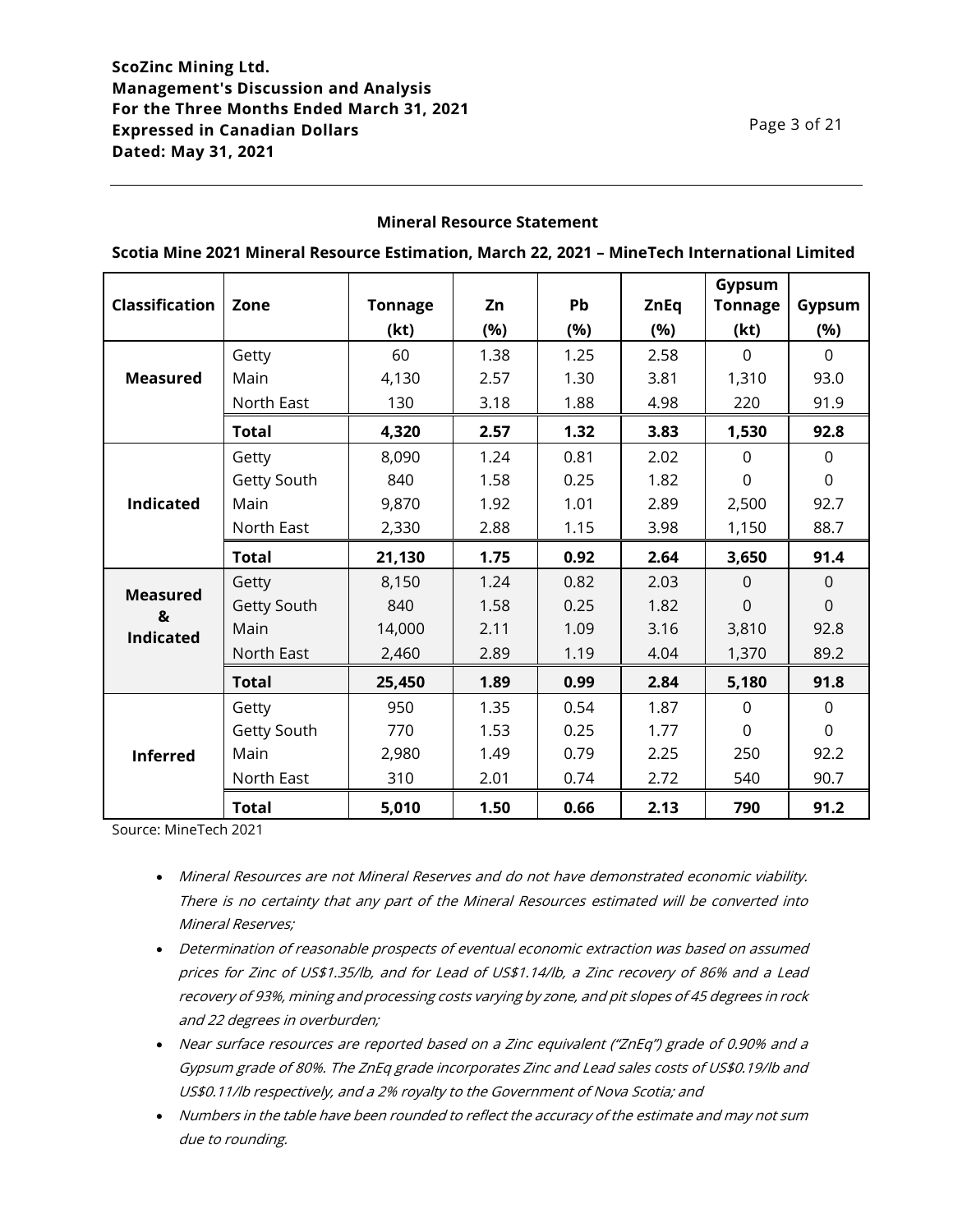**Mineral Resource Statement**

**Scotia Mine 2021 Mineral Resource Estimation, March 22, 2021 – MineTech International Limited**

| Classification | Zone | Tonnage (kt) | Zn (%) | Pb (%) | ZnEq (%) | Gypsum Tonnage (kt) | Gypsum (%) |
|---|---|---|---|---|---|---|---|
| **Measured** | Getty | 60 | 1.38 | 1.25 | 2.58 | 0 | 0 |
| | Main | 4,130 | 2.57 | 1.30 | 3.81 | 1,310 | 93.0 |
| | North East | 130 | 3.18 | 1.88 | 4.98 | 220 | 91.9 |
| | **Total** | **4,320** | **2.57** | **1.32** | **3.83** | **1,530** | **92.8** |
| **Indicated** | Getty | 8,090 | 1.24 | 0.81 | 2.02 | 0 | 0 |
| | Getty South | 840 | 1.58 | 0.25 | 1.82 | 0 | 0 |
| | Main | 9,870 | 1.92 | 1.01 | 2.89 | 2,500 | 92.7 |
| | North East | 2,330 | 2.88 | 1.15 | 3.98 | 1,150 | 88.7 |
| | **Total** | **21,130** | **1.75** | **0.92** | **2.64** | **3,650** | **91.4** |
| **Measured & Indicated** | Getty | 8,150 | 1.24 | 0.82 | 2.03 | 0 | 0 |
| | Getty South | 840 | 1.58 | 0.25 | 1.82 | 0 | 0 |
| | Main | 14,000 | 2.11 | 1.09 | 3.16 | 3,810 | 92.8 |
| | North East | 2,460 | 2.89 | 1.19 | 4.04 | 1,370 | 89.2 |
| | **Total** | **25,450** | **1.89** | **0.99** | **2.84** | **5,180** | **91.8** |
| **Inferred** | Getty | 950 | 1.35 | 0.54 | 1.87 | 0 | 0 |
| | Getty South | 770 | 1.53 | 0.25 | 1.77 | 0 | 0 |
| | Main | 2,980 | 1.49 | 0.79 | 2.25 | 250 | 92.2 |
| | North East | 310 | 2.01 | 0.74 | 2.72 | 540 | 90.7 |
| | **Total** | **5,010** | **1.50** | **0.66** | **2.13** | **790** | **91.2** |

Source: MineTech 2021

- *Mineral Resources are not Mineral Reserves and do not have demonstrated economic viability. There is no certainty that any part of the Mineral Resources estimated will be converted into Mineral Reserves;*
- *Determination of reasonable prospects of eventual economic extraction was based on assumed prices for Zinc of US$1.35/lb, and for Lead of US$1.14/lb, a Zinc recovery of 86% and a Lead recovery of 93%, mining and processing costs varying by zone, and pit slopes of 45 degrees in rock and 22 degrees in overburden;*
- *Near surface resources are reported based on a Zinc equivalent ("ZnEq") grade of 0.90% and a Gypsum grade of 80%. The ZnEq grade incorporates Zinc and Lead sales costs of US$0.19/lb and US$0.11/lb respectively, and a 2% royalty to the Government of Nova Scotia; and*
- *Numbers in the table have been rounded to reflect the accuracy of the estimate and may not sum due to rounding.*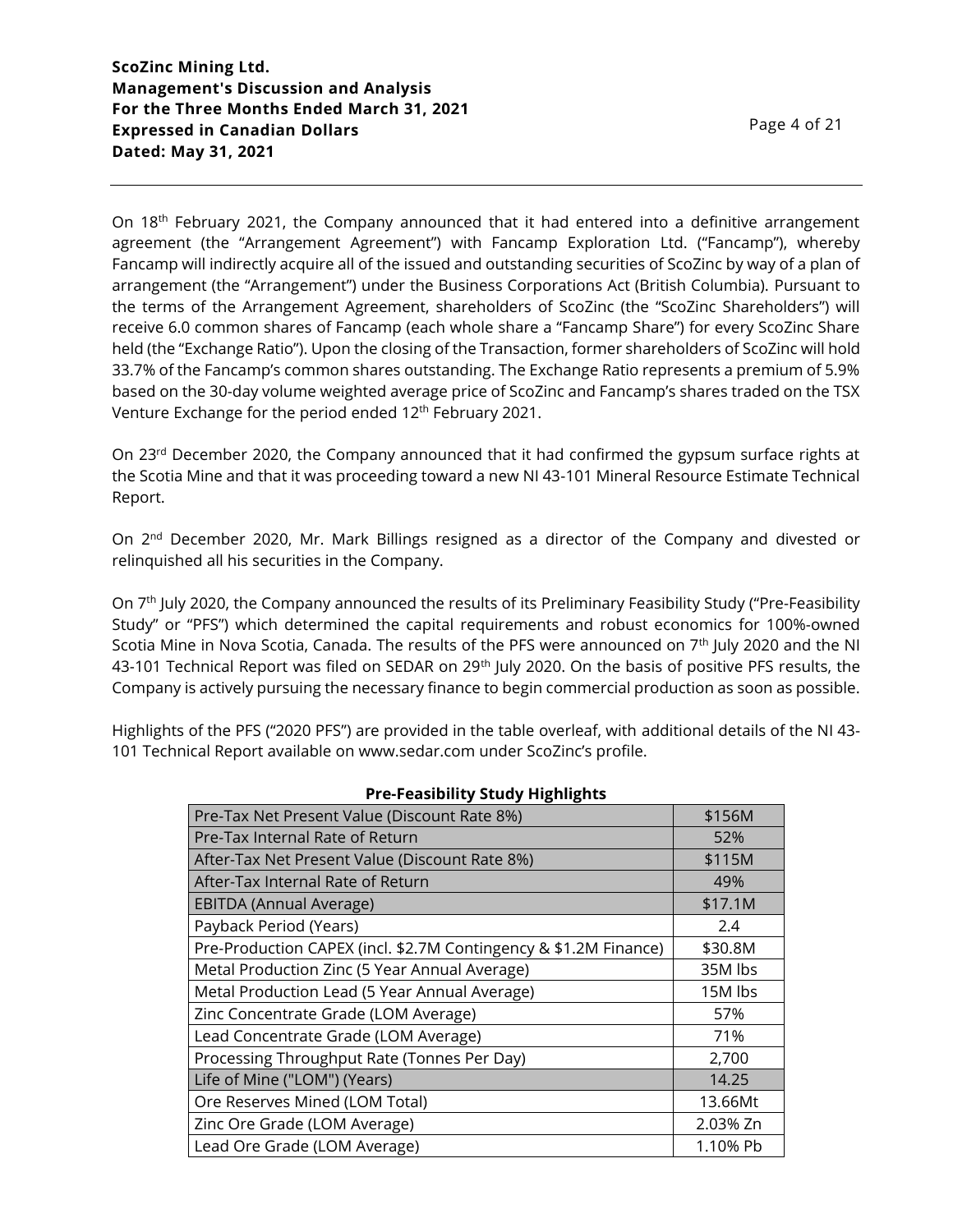On 18th February 2021, the Company announced that it had entered into a definitive arrangement agreement (the "Arrangement Agreement") with Fancamp Exploration Ltd. ("Fancamp"), whereby Fancamp will indirectly acquire all of the issued and outstanding securities of ScoZinc by way of a plan of arrangement (the "Arrangement") under the Business Corporations Act (British Columbia). Pursuant to the terms of the Arrangement Agreement, shareholders of ScoZinc (the "ScoZinc Shareholders") will receive 6.0 common shares of Fancamp (each whole share a "Fancamp Share") for every ScoZinc Share held (the "Exchange Ratio"). Upon the closing of the Transaction, former shareholders of ScoZinc will hold 33.7% of the Fancamp's common shares outstanding. The Exchange Ratio represents a premium of 5.9% based on the 30-day volume weighted average price of ScoZinc and Fancamp's shares traded on the TSX Venture Exchange for the period ended 12th February 2021.

On 23rd December 2020, the Company announced that it had confirmed the gypsum surface rights at the Scotia Mine and that it was proceeding toward a new NI 43-101 Mineral Resource Estimate Technical Report.

On 2nd December 2020, Mr. Mark Billings resigned as a director of the Company and divested or relinquished all his securities in the Company.

On 7th July 2020, the Company announced the results of its Preliminary Feasibility Study ("Pre-Feasibility Study" or "PFS") which determined the capital requirements and robust economics for 100%-owned Scotia Mine in Nova Scotia, Canada. The results of the PFS were announced on 7th July 2020 and the NI 43-101 Technical Report was filed on SEDAR on 29th July 2020. On the basis of positive PFS results, the Company is actively pursuing the necessary finance to begin commercial production as soon as possible.

Highlights of the PFS ("2020 PFS") are provided in the table overleaf, with additional details of the NI 43-101 Technical Report available on www.sedar.com under ScoZinc's profile.

**Pre-Feasibility Study Highlights**

| | |
|---|---|
| Pre-Tax Net Present Value (Discount Rate 8%) | $156M |
| Pre-Tax Internal Rate of Return | 52% |
| After-Tax Net Present Value (Discount Rate 8%) | $115M |
| After-Tax Internal Rate of Return | 49% |
| EBITDA (Annual Average) | $17.1M |
| Payback Period (Years) | 2.4 |
| Pre-Production CAPEX (incl. $2.7M Contingency & $1.2M Finance) | $30.8M |
| Metal Production Zinc (5 Year Annual Average) | 35M lbs |
| Metal Production Lead (5 Year Annual Average) | 15M lbs |
| Zinc Concentrate Grade (LOM Average) | 57% |
| Lead Concentrate Grade (LOM Average) | 71% |
| Processing Throughput Rate (Tonnes Per Day) | 2,700 |
| Life of Mine ("LOM") (Years) | 14.25 |
| Ore Reserves Mined (LOM Total) | 13.66Mt |
| Zinc Ore Grade (LOM Average) | 2.03% Zn |
| Lead Ore Grade (LOM Average) | 1.10% Pb |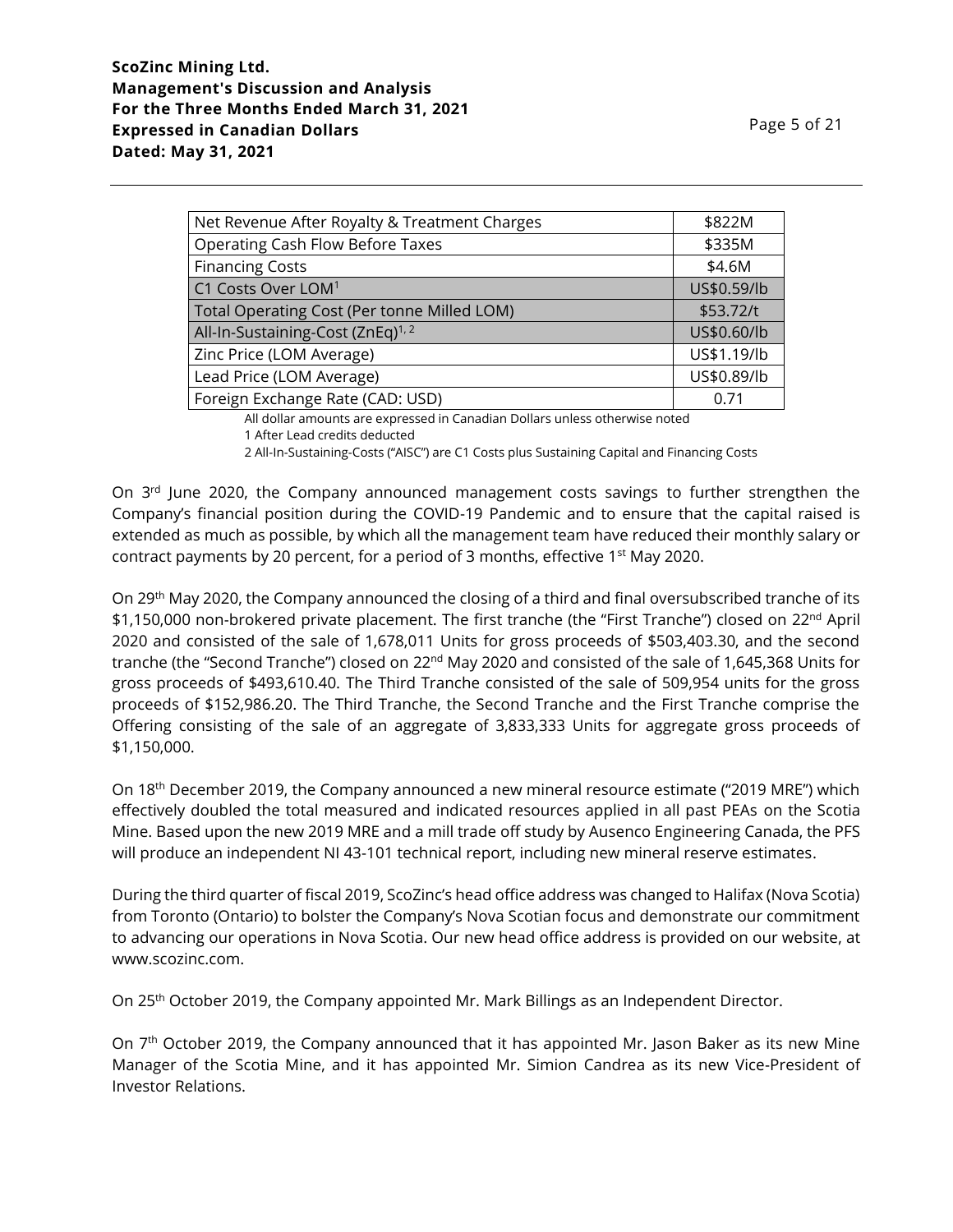| | |
|---|---|
| Net Revenue After Royalty & Treatment Charges | \$822M |
| Operating Cash Flow Before Taxes | \$335M |
| Financing Costs | \$4.6M |
| C1 Costs Over LOM[1] | US\$0.59/lb |
| Total Operating Cost (Per tonne Milled LOM) | \$53.72/t |
| All-In-Sustaining-Cost (ZnEq)[1, 2] | US\$0.60/lb |
| Zinc Price (LOM Average) | US\$1.19/lb |
| Lead Price (LOM Average) | US\$0.89/lb |
| Foreign Exchange Rate (CAD: USD) | 0.71 |

All dollar amounts are expressed in Canadian Dollars unless otherwise noted
1 After Lead credits deducted
2 All-In-Sustaining-Costs ("AISC") are C1 Costs plus Sustaining Capital and Financing Costs

On 3rd June 2020, the Company announced management costs savings to further strengthen the Company's financial position during the COVID-19 Pandemic and to ensure that the capital raised is extended as much as possible, by which all the management team have reduced their monthly salary or contract payments by 20 percent, for a period of 3 months, effective 1st May 2020.

On 29th May 2020, the Company announced the closing of a third and final oversubscribed tranche of its \$1,150,000 non-brokered private placement. The first tranche (the "First Tranche") closed on 22nd April 2020 and consisted of the sale of 1,678,011 Units for gross proceeds of \$503,403.30, and the second tranche (the "Second Tranche") closed on 22nd May 2020 and consisted of the sale of 1,645,368 Units for gross proceeds of \$493,610.40. The Third Tranche consisted of the sale of 509,954 units for the gross proceeds of \$152,986.20. The Third Tranche, the Second Tranche and the First Tranche comprise the Offering consisting of the sale of an aggregate of 3,833,333 Units for aggregate gross proceeds of \$1,150,000.

On 18th December 2019, the Company announced a new mineral resource estimate ("2019 MRE") which effectively doubled the total measured and indicated resources applied in all past PEAs on the Scotia Mine. Based upon the new 2019 MRE and a mill trade off study by Ausenco Engineering Canada, the PFS will produce an independent NI 43-101 technical report, including new mineral reserve estimates.

During the third quarter of fiscal 2019, ScoZinc's head office address was changed to Halifax (Nova Scotia) from Toronto (Ontario) to bolster the Company's Nova Scotian focus and demonstrate our commitment to advancing our operations in Nova Scotia. Our new head office address is provided on our website, at www.scozinc.com.

On 25th October 2019, the Company appointed Mr. Mark Billings as an Independent Director.

On 7th October 2019, the Company announced that it has appointed Mr. Jason Baker as its new Mine Manager of the Scotia Mine, and it has appointed Mr. Simion Candrea as its new Vice-President of Investor Relations.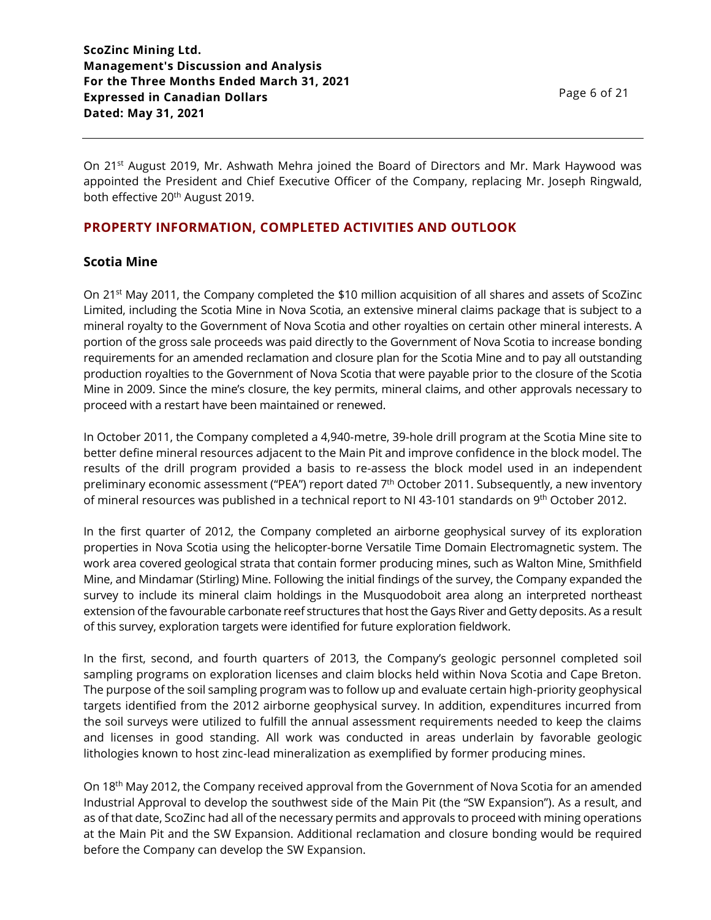On 21st August 2019, Mr. Ashwath Mehra joined the Board of Directors and Mr. Mark Haywood was appointed the President and Chief Executive Officer of the Company, replacing Mr. Joseph Ringwald, both effective 20th August 2019.

## PROPERTY INFORMATION, COMPLETED ACTIVITIES AND OUTLOOK

### Scotia Mine

On 21st May 2011, the Company completed the $10 million acquisition of all shares and assets of ScoZinc Limited, including the Scotia Mine in Nova Scotia, an extensive mineral claims package that is subject to a mineral royalty to the Government of Nova Scotia and other royalties on certain other mineral interests. A portion of the gross sale proceeds was paid directly to the Government of Nova Scotia to increase bonding requirements for an amended reclamation and closure plan for the Scotia Mine and to pay all outstanding production royalties to the Government of Nova Scotia that were payable prior to the closure of the Scotia Mine in 2009. Since the mine's closure, the key permits, mineral claims, and other approvals necessary to proceed with a restart have been maintained or renewed.

In October 2011, the Company completed a 4,940-metre, 39-hole drill program at the Scotia Mine site to better define mineral resources adjacent to the Main Pit and improve confidence in the block model. The results of the drill program provided a basis to re-assess the block model used in an independent preliminary economic assessment ("PEA") report dated 7th October 2011. Subsequently, a new inventory of mineral resources was published in a technical report to NI 43-101 standards on 9th October 2012.

In the first quarter of 2012, the Company completed an airborne geophysical survey of its exploration properties in Nova Scotia using the helicopter-borne Versatile Time Domain Electromagnetic system. The work area covered geological strata that contain former producing mines, such as Walton Mine, Smithfield Mine, and Mindamar (Stirling) Mine. Following the initial findings of the survey, the Company expanded the survey to include its mineral claim holdings in the Musquodoboit area along an interpreted northeast extension of the favourable carbonate reef structures that host the Gays River and Getty deposits. As a result of this survey, exploration targets were identified for future exploration fieldwork.

In the first, second, and fourth quarters of 2013, the Company's geologic personnel completed soil sampling programs on exploration licenses and claim blocks held within Nova Scotia and Cape Breton. The purpose of the soil sampling program was to follow up and evaluate certain high-priority geophysical targets identified from the 2012 airborne geophysical survey. In addition, expenditures incurred from the soil surveys were utilized to fulfill the annual assessment requirements needed to keep the claims and licenses in good standing. All work was conducted in areas underlain by favorable geologic lithologies known to host zinc-lead mineralization as exemplified by former producing mines.

On 18th May 2012, the Company received approval from the Government of Nova Scotia for an amended Industrial Approval to develop the southwest side of the Main Pit (the "SW Expansion"). As a result, and as of that date, ScoZinc had all of the necessary permits and approvals to proceed with mining operations at the Main Pit and the SW Expansion. Additional reclamation and closure bonding would be required before the Company can develop the SW Expansion.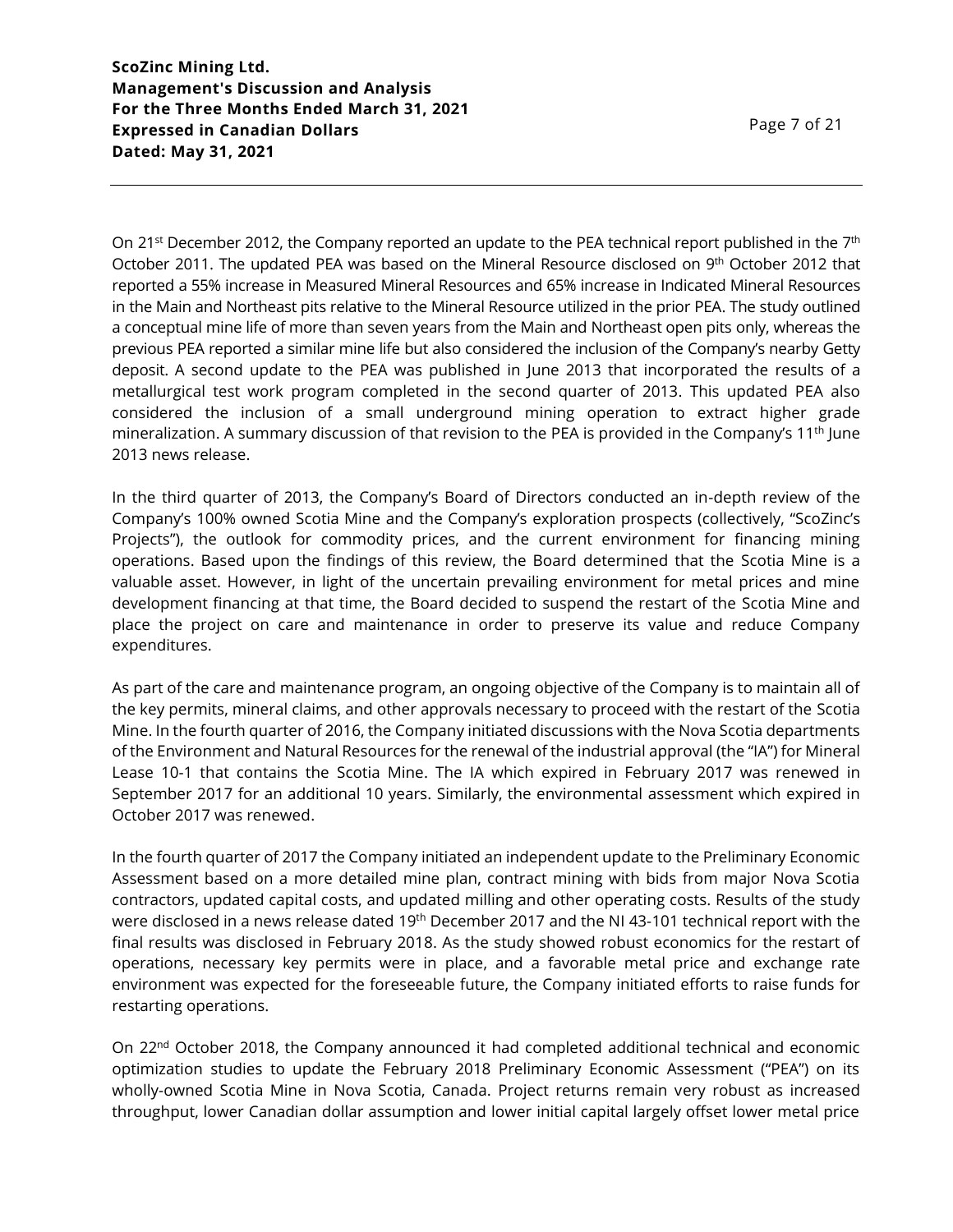On 21st December 2012, the Company reported an update to the PEA technical report published in the 7th October 2011. The updated PEA was based on the Mineral Resource disclosed on 9th October 2012 that reported a 55% increase in Measured Mineral Resources and 65% increase in Indicated Mineral Resources in the Main and Northeast pits relative to the Mineral Resource utilized in the prior PEA. The study outlined a conceptual mine life of more than seven years from the Main and Northeast open pits only, whereas the previous PEA reported a similar mine life but also considered the inclusion of the Company's nearby Getty deposit. A second update to the PEA was published in June 2013 that incorporated the results of a metallurgical test work program completed in the second quarter of 2013. This updated PEA also considered the inclusion of a small underground mining operation to extract higher grade mineralization. A summary discussion of that revision to the PEA is provided in the Company's 11th June 2013 news release.

In the third quarter of 2013, the Company's Board of Directors conducted an in-depth review of the Company's 100% owned Scotia Mine and the Company's exploration prospects (collectively, "ScoZinc's Projects"), the outlook for commodity prices, and the current environment for financing mining operations. Based upon the findings of this review, the Board determined that the Scotia Mine is a valuable asset. However, in light of the uncertain prevailing environment for metal prices and mine development financing at that time, the Board decided to suspend the restart of the Scotia Mine and place the project on care and maintenance in order to preserve its value and reduce Company expenditures.

As part of the care and maintenance program, an ongoing objective of the Company is to maintain all of the key permits, mineral claims, and other approvals necessary to proceed with the restart of the Scotia Mine. In the fourth quarter of 2016, the Company initiated discussions with the Nova Scotia departments of the Environment and Natural Resources for the renewal of the industrial approval (the "IA") for Mineral Lease 10-1 that contains the Scotia Mine. The IA which expired in February 2017 was renewed in September 2017 for an additional 10 years. Similarly, the environmental assessment which expired in October 2017 was renewed.

In the fourth quarter of 2017 the Company initiated an independent update to the Preliminary Economic Assessment based on a more detailed mine plan, contract mining with bids from major Nova Scotia contractors, updated capital costs, and updated milling and other operating costs. Results of the study were disclosed in a news release dated 19th December 2017 and the NI 43-101 technical report with the final results was disclosed in February 2018. As the study showed robust economics for the restart of operations, necessary key permits were in place, and a favorable metal price and exchange rate environment was expected for the foreseeable future, the Company initiated efforts to raise funds for restarting operations.

On 22nd October 2018, the Company announced it had completed additional technical and economic optimization studies to update the February 2018 Preliminary Economic Assessment ("PEA") on its wholly-owned Scotia Mine in Nova Scotia, Canada. Project returns remain very robust as increased throughput, lower Canadian dollar assumption and lower initial capital largely offset lower metal price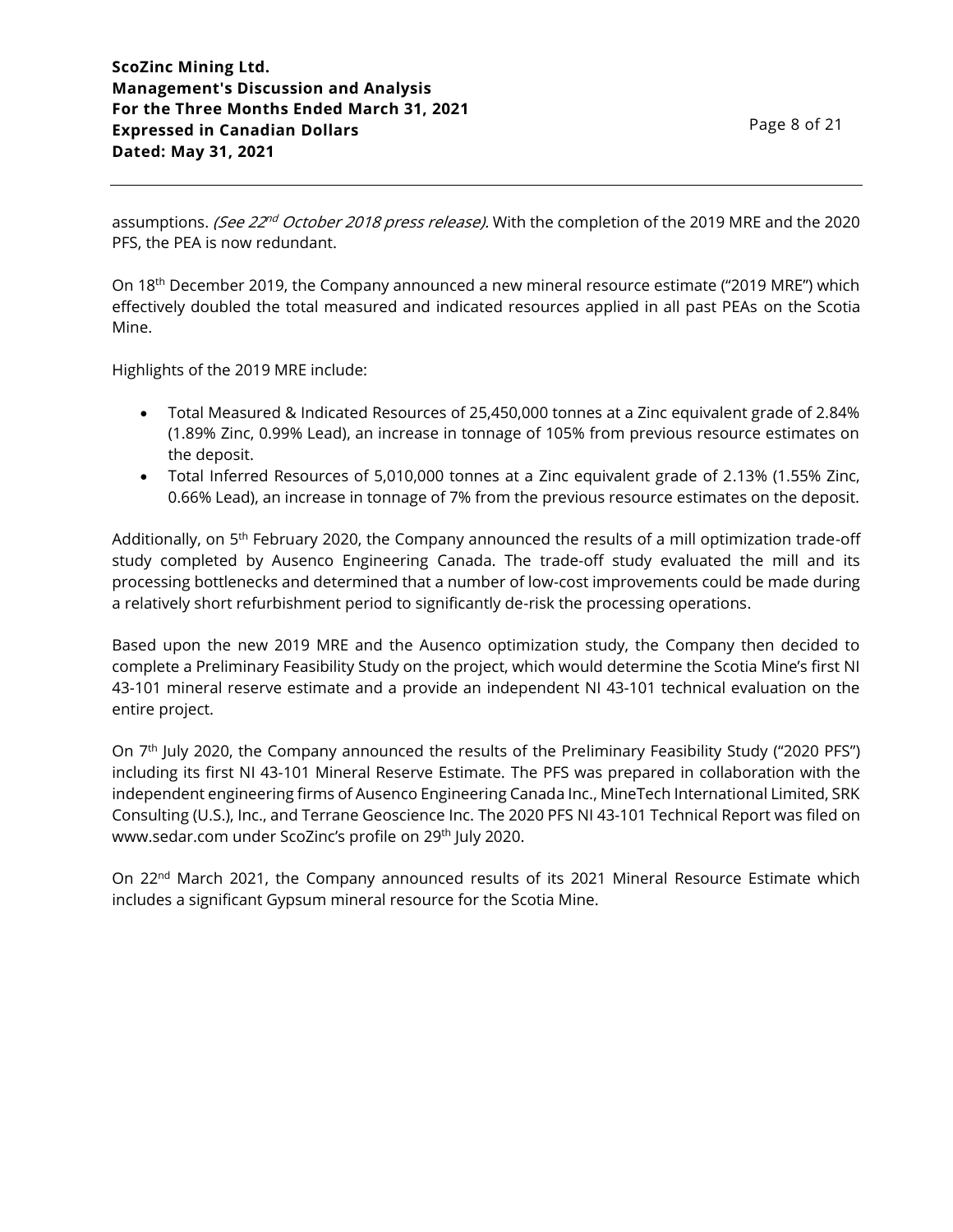assumptions. *(See 22nd October 2018 press release).* With the completion of the 2019 MRE and the 2020 PFS, the PEA is now redundant.

On 18th December 2019, the Company announced a new mineral resource estimate ("2019 MRE") which effectively doubled the total measured and indicated resources applied in all past PEAs on the Scotia Mine.

Highlights of the 2019 MRE include:

- Total Measured & Indicated Resources of 25,450,000 tonnes at a Zinc equivalent grade of 2.84% (1.89% Zinc, 0.99% Lead), an increase in tonnage of 105% from previous resource estimates on the deposit.
- Total Inferred Resources of 5,010,000 tonnes at a Zinc equivalent grade of 2.13% (1.55% Zinc, 0.66% Lead), an increase in tonnage of 7% from the previous resource estimates on the deposit.

Additionally, on 5th February 2020, the Company announced the results of a mill optimization trade-off study completed by Ausenco Engineering Canada. The trade-off study evaluated the mill and its processing bottlenecks and determined that a number of low-cost improvements could be made during a relatively short refurbishment period to significantly de-risk the processing operations.

Based upon the new 2019 MRE and the Ausenco optimization study, the Company then decided to complete a Preliminary Feasibility Study on the project, which would determine the Scotia Mine's first NI 43-101 mineral reserve estimate and a provide an independent NI 43-101 technical evaluation on the entire project.

On 7th July 2020, the Company announced the results of the Preliminary Feasibility Study ("2020 PFS") including its first NI 43-101 Mineral Reserve Estimate. The PFS was prepared in collaboration with the independent engineering firms of Ausenco Engineering Canada Inc., MineTech International Limited, SRK Consulting (U.S.), Inc., and Terrane Geoscience Inc. The 2020 PFS NI 43-101 Technical Report was filed on www.sedar.com under ScoZinc's profile on 29th July 2020.

On 22nd March 2021, the Company announced results of its 2021 Mineral Resource Estimate which includes a significant Gypsum mineral resource for the Scotia Mine.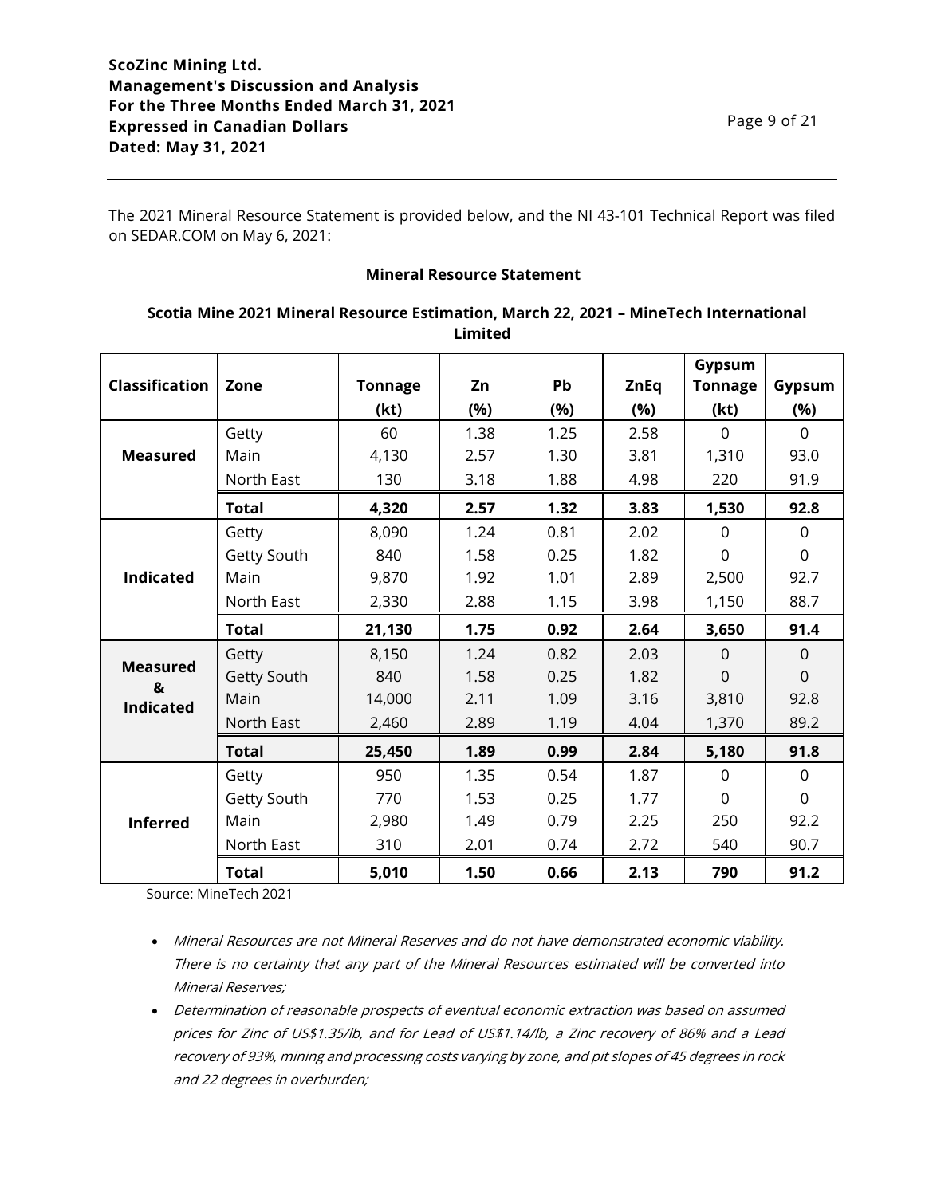The 2021 Mineral Resource Statement is provided below, and the NI 43-101 Technical Report was filed on SEDAR.COM on May 6, 2021:

**Mineral Resource Statement**

**Scotia Mine 2021 Mineral Resource Estimation, March 22, 2021 – MineTech International Limited**

| Classification | Zone | Tonnage (kt) | Zn (%) | Pb (%) | ZnEq (%) | Gypsum Tonnage (kt) | Gypsum (%) |
|---|---|---|---|---|---|---|---|
| **Measured** | Getty | 60 | 1.38 | 1.25 | 2.58 | 0 | 0 |
| | Main | 4,130 | 2.57 | 1.30 | 3.81 | 1,310 | 93.0 |
| | North East | 130 | 3.18 | 1.88 | 4.98 | 220 | 91.9 |
| | **Total** | **4,320** | **2.57** | **1.32** | **3.83** | **1,530** | **92.8** |
| **Indicated** | Getty | 8,090 | 1.24 | 0.81 | 2.02 | 0 | 0 |
| | Getty South | 840 | 1.58 | 0.25 | 1.82 | 0 | 0 |
| | Main | 9,870 | 1.92 | 1.01 | 2.89 | 2,500 | 92.7 |
| | North East | 2,330 | 2.88 | 1.15 | 3.98 | 1,150 | 88.7 |
| | **Total** | **21,130** | **1.75** | **0.92** | **2.64** | **3,650** | **91.4** |
| **Measured & Indicated** | Getty | 8,150 | 1.24 | 0.82 | 2.03 | 0 | 0 |
| | Getty South | 840 | 1.58 | 0.25 | 1.82 | 0 | 0 |
| | Main | 14,000 | 2.11 | 1.09 | 3.16 | 3,810 | 92.8 |
| | North East | 2,460 | 2.89 | 1.19 | 4.04 | 1,370 | 89.2 |
| | **Total** | **25,450** | **1.89** | **0.99** | **2.84** | **5,180** | **91.8** |
| **Inferred** | Getty | 950 | 1.35 | 0.54 | 1.87 | 0 | 0 |
| | Getty South | 770 | 1.53 | 0.25 | 1.77 | 0 | 0 |
| | Main | 2,980 | 1.49 | 0.79 | 2.25 | 250 | 92.2 |
| | North East | 310 | 2.01 | 0.74 | 2.72 | 540 | 90.7 |
| | **Total** | **5,010** | **1.50** | **0.66** | **2.13** | **790** | **91.2** |

Source: MineTech 2021

- *Mineral Resources are not Mineral Reserves and do not have demonstrated economic viability. There is no certainty that any part of the Mineral Resources estimated will be converted into Mineral Reserves;*
- *Determination of reasonable prospects of eventual economic extraction was based on assumed prices for Zinc of US$1.35/lb, and for Lead of US$1.14/lb, a Zinc recovery of 86% and a Lead recovery of 93%, mining and processing costs varying by zone, and pit slopes of 45 degrees in rock and 22 degrees in overburden;*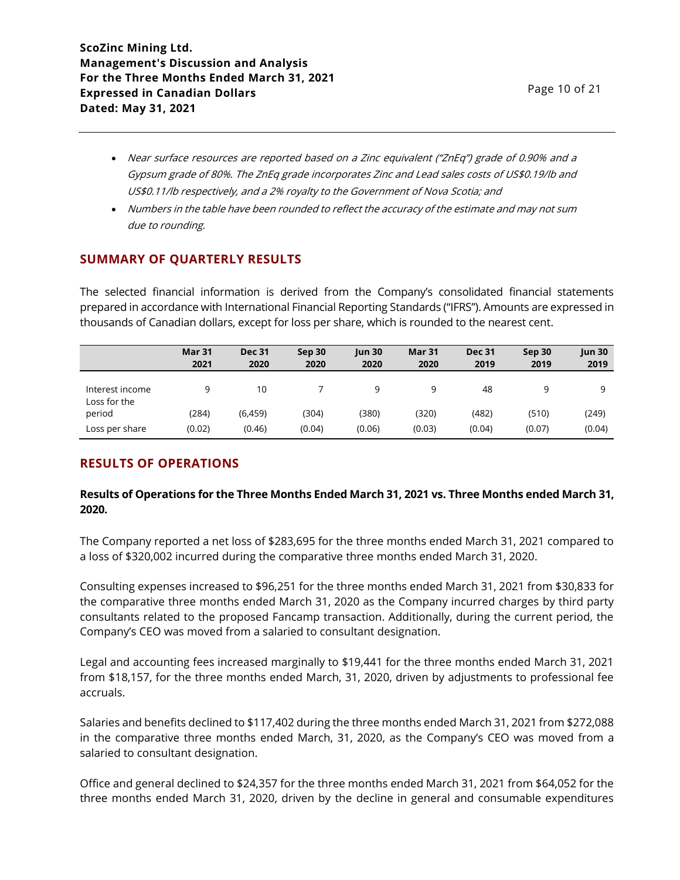- *Near surface resources are reported based on a Zinc equivalent ("ZnEq") grade of 0.90% and a Gypsum grade of 80%. The ZnEq grade incorporates Zinc and Lead sales costs of US$0.19/lb and US$0.11/lb respectively, and a 2% royalty to the Government of Nova Scotia; and*
- *Numbers in the table have been rounded to reflect the accuracy of the estimate and may not sum due to rounding.*

## SUMMARY OF QUARTERLY RESULTS

The selected financial information is derived from the Company's consolidated financial statements prepared in accordance with International Financial Reporting Standards ("IFRS"). Amounts are expressed in thousands of Canadian dollars, except for loss per share, which is rounded to the nearest cent.

| | Mar 31 2021 | Dec 31 2020 | Sep 30 2020 | Jun 30 2020 | Mar 31 2020 | Dec 31 2019 | Sep 30 2019 | Jun 30 2019 |
|---|---|---|---|---|---|---|---|---|
| Interest income | 9 | 10 | 7 | 9 | 9 | 48 | 9 | 9 |
| Loss for the period | (284) | (6,459) | (304) | (380) | (320) | (482) | (510) | (249) |
| Loss per share | (0.02) | (0.46) | (0.04) | (0.06) | (0.03) | (0.04) | (0.07) | (0.04) |

## RESULTS OF OPERATIONS

**Results of Operations for the Three Months Ended March 31, 2021 vs. Three Months ended March 31, 2020.**

The Company reported a net loss of $283,695 for the three months ended March 31, 2021 compared to a loss of $320,002 incurred during the comparative three months ended March 31, 2020.

Consulting expenses increased to $96,251 for the three months ended March 31, 2021 from $30,833 for the comparative three months ended March 31, 2020 as the Company incurred charges by third party consultants related to the proposed Fancamp transaction. Additionally, during the current period, the Company's CEO was moved from a salaried to consultant designation.

Legal and accounting fees increased marginally to $19,441 for the three months ended March 31, 2021 from $18,157, for the three months ended March, 31, 2020, driven by adjustments to professional fee accruals.

Salaries and benefits declined to $117,402 during the three months ended March 31, 2021 from $272,088 in the comparative three months ended March, 31, 2020, as the Company's CEO was moved from a salaried to consultant designation.

Office and general declined to $24,357 for the three months ended March 31, 2021 from $64,052 for the three months ended March 31, 2020, driven by the decline in general and consumable expenditures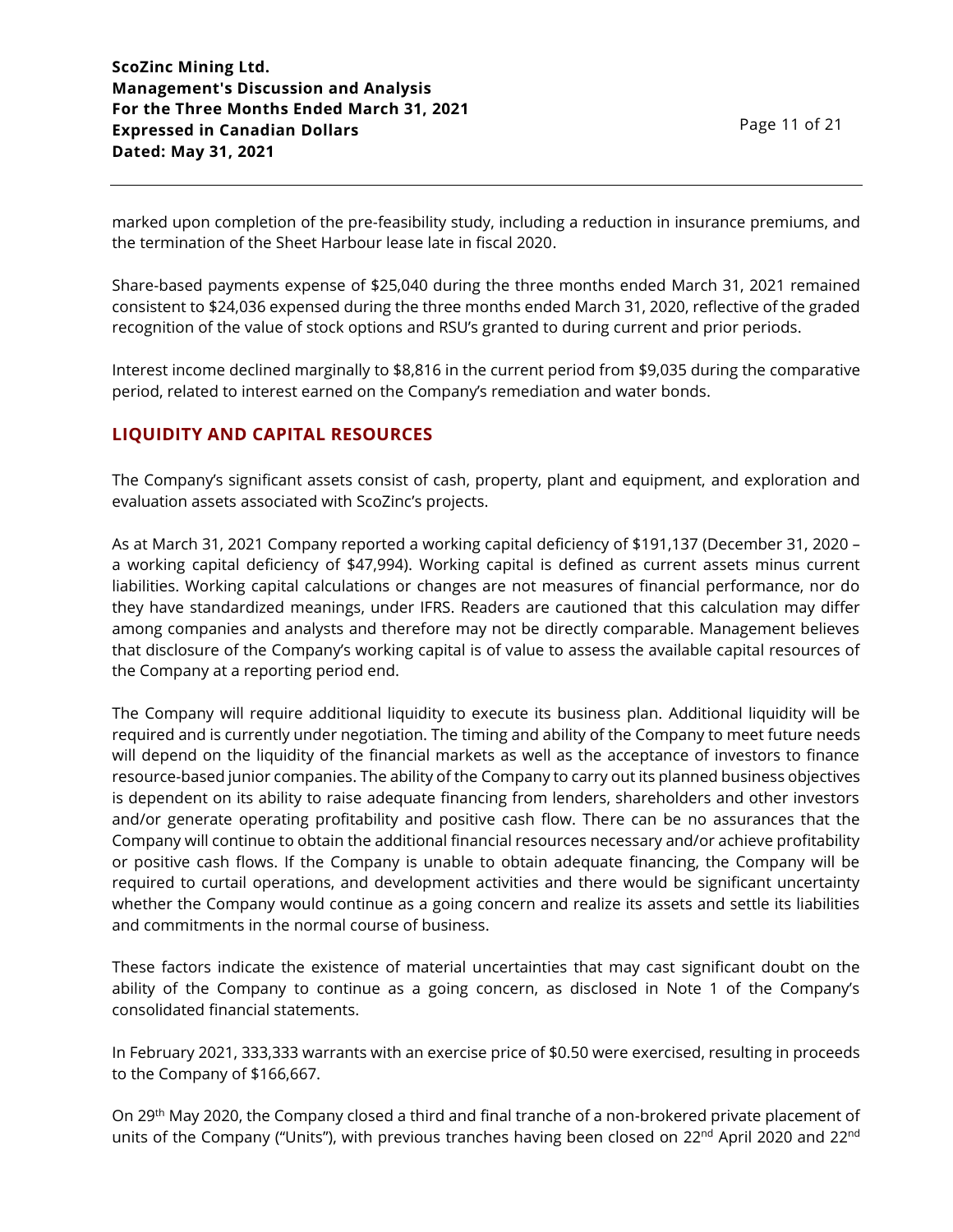marked upon completion of the pre-feasibility study, including a reduction in insurance premiums, and the termination of the Sheet Harbour lease late in fiscal 2020.

Share-based payments expense of $25,040 during the three months ended March 31, 2021 remained consistent to $24,036 expensed during the three months ended March 31, 2020, reflective of the graded recognition of the value of stock options and RSU's granted to during current and prior periods.

Interest income declined marginally to $8,816 in the current period from $9,035 during the comparative period, related to interest earned on the Company's remediation and water bonds.

## LIQUIDITY AND CAPITAL RESOURCES

The Company's significant assets consist of cash, property, plant and equipment, and exploration and evaluation assets associated with ScoZinc's projects.

As at March 31, 2021 Company reported a working capital deficiency of $191,137 (December 31, 2020 – a working capital deficiency of $47,994). Working capital is defined as current assets minus current liabilities. Working capital calculations or changes are not measures of financial performance, nor do they have standardized meanings, under IFRS. Readers are cautioned that this calculation may differ among companies and analysts and therefore may not be directly comparable. Management believes that disclosure of the Company's working capital is of value to assess the available capital resources of the Company at a reporting period end.

The Company will require additional liquidity to execute its business plan. Additional liquidity will be required and is currently under negotiation. The timing and ability of the Company to meet future needs will depend on the liquidity of the financial markets as well as the acceptance of investors to finance resource-based junior companies. The ability of the Company to carry out its planned business objectives is dependent on its ability to raise adequate financing from lenders, shareholders and other investors and/or generate operating profitability and positive cash flow. There can be no assurances that the Company will continue to obtain the additional financial resources necessary and/or achieve profitability or positive cash flows. If the Company is unable to obtain adequate financing, the Company will be required to curtail operations, and development activities and there would be significant uncertainty whether the Company would continue as a going concern and realize its assets and settle its liabilities and commitments in the normal course of business.

These factors indicate the existence of material uncertainties that may cast significant doubt on the ability of the Company to continue as a going concern, as disclosed in Note 1 of the Company's consolidated financial statements.

In February 2021, 333,333 warrants with an exercise price of $0.50 were exercised, resulting in proceeds to the Company of $166,667.

On 29th May 2020, the Company closed a third and final tranche of a non-brokered private placement of units of the Company ("Units"), with previous tranches having been closed on 22nd April 2020 and 22nd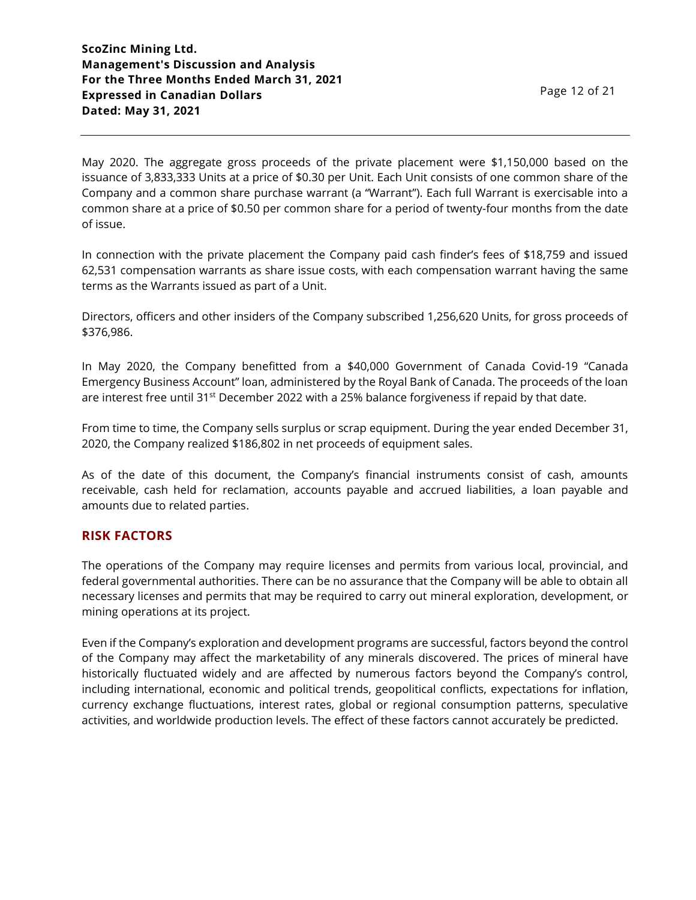May 2020. The aggregate gross proceeds of the private placement were $1,150,000 based on the issuance of 3,833,333 Units at a price of $0.30 per Unit. Each Unit consists of one common share of the Company and a common share purchase warrant (a "Warrant"). Each full Warrant is exercisable into a common share at a price of $0.50 per common share for a period of twenty-four months from the date of issue.

In connection with the private placement the Company paid cash finder's fees of $18,759 and issued 62,531 compensation warrants as share issue costs, with each compensation warrant having the same terms as the Warrants issued as part of a Unit.

Directors, officers and other insiders of the Company subscribed 1,256,620 Units, for gross proceeds of $376,986.

In May 2020, the Company benefitted from a $40,000 Government of Canada Covid-19 "Canada Emergency Business Account" loan, administered by the Royal Bank of Canada. The proceeds of the loan are interest free until 31st December 2022 with a 25% balance forgiveness if repaid by that date.

From time to time, the Company sells surplus or scrap equipment. During the year ended December 31, 2020, the Company realized $186,802 in net proceeds of equipment sales.

As of the date of this document, the Company's financial instruments consist of cash, amounts receivable, cash held for reclamation, accounts payable and accrued liabilities, a loan payable and amounts due to related parties.

## RISK FACTORS

The operations of the Company may require licenses and permits from various local, provincial, and federal governmental authorities. There can be no assurance that the Company will be able to obtain all necessary licenses and permits that may be required to carry out mineral exploration, development, or mining operations at its project.

Even if the Company's exploration and development programs are successful, factors beyond the control of the Company may affect the marketability of any minerals discovered. The prices of mineral have historically fluctuated widely and are affected by numerous factors beyond the Company's control, including international, economic and political trends, geopolitical conflicts, expectations for inflation, currency exchange fluctuations, interest rates, global or regional consumption patterns, speculative activities, and worldwide production levels. The effect of these factors cannot accurately be predicted.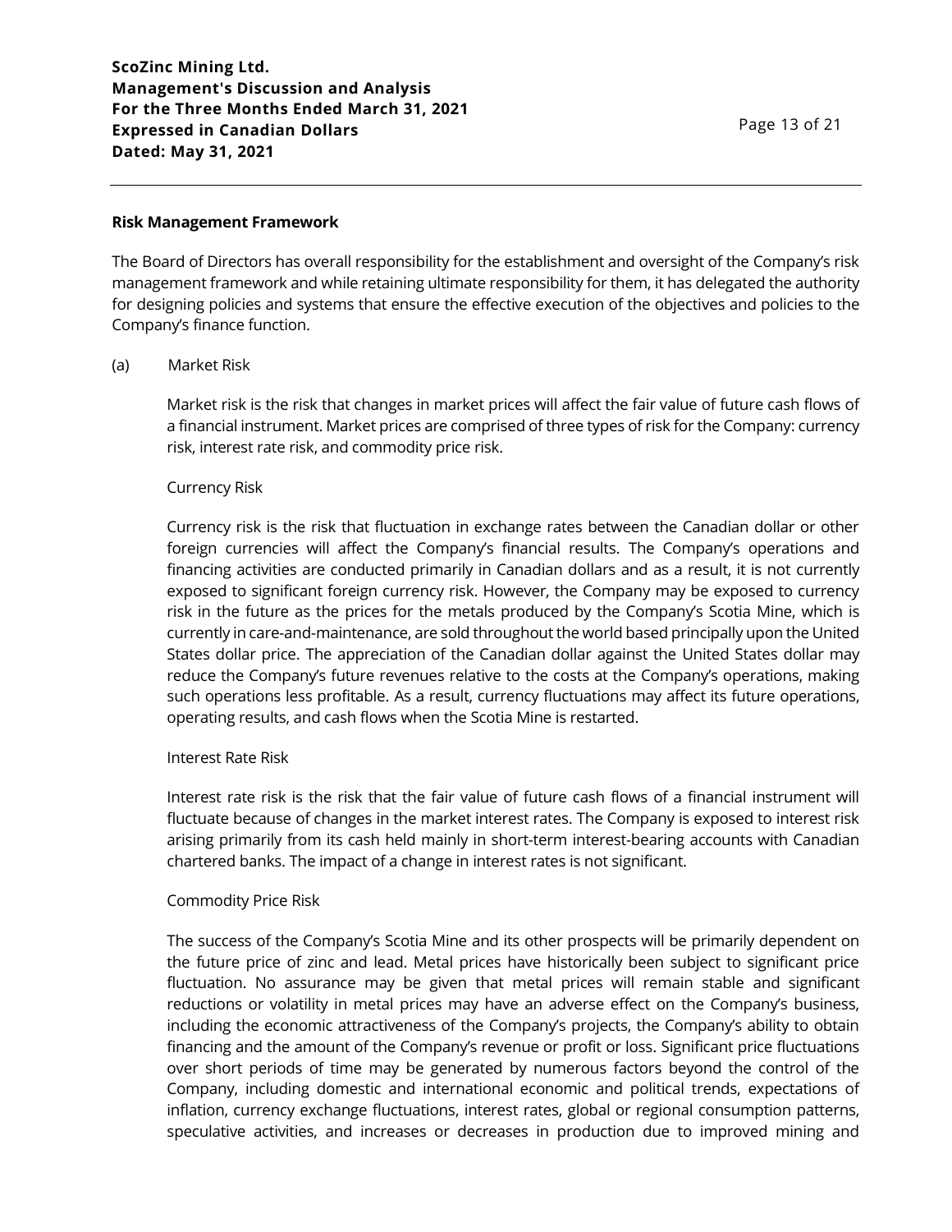## Risk Management Framework

The Board of Directors has overall responsibility for the establishment and oversight of the Company's risk management framework and while retaining ultimate responsibility for them, it has delegated the authority for designing policies and systems that ensure the effective execution of the objectives and policies to the Company's finance function.

(a) Market Risk

Market risk is the risk that changes in market prices will affect the fair value of future cash flows of a financial instrument. Market prices are comprised of three types of risk for the Company: currency risk, interest rate risk, and commodity price risk.

Currency Risk

Currency risk is the risk that fluctuation in exchange rates between the Canadian dollar or other foreign currencies will affect the Company's financial results. The Company's operations and financing activities are conducted primarily in Canadian dollars and as a result, it is not currently exposed to significant foreign currency risk. However, the Company may be exposed to currency risk in the future as the prices for the metals produced by the Company's Scotia Mine, which is currently in care-and-maintenance, are sold throughout the world based principally upon the United States dollar price. The appreciation of the Canadian dollar against the United States dollar may reduce the Company's future revenues relative to the costs at the Company's operations, making such operations less profitable. As a result, currency fluctuations may affect its future operations, operating results, and cash flows when the Scotia Mine is restarted.

Interest Rate Risk

Interest rate risk is the risk that the fair value of future cash flows of a financial instrument will fluctuate because of changes in the market interest rates. The Company is exposed to interest risk arising primarily from its cash held mainly in short-term interest-bearing accounts with Canadian chartered banks. The impact of a change in interest rates is not significant.

Commodity Price Risk

The success of the Company's Scotia Mine and its other prospects will be primarily dependent on the future price of zinc and lead. Metal prices have historically been subject to significant price fluctuation. No assurance may be given that metal prices will remain stable and significant reductions or volatility in metal prices may have an adverse effect on the Company's business, including the economic attractiveness of the Company's projects, the Company's ability to obtain financing and the amount of the Company's revenue or profit or loss. Significant price fluctuations over short periods of time may be generated by numerous factors beyond the control of the Company, including domestic and international economic and political trends, expectations of inflation, currency exchange fluctuations, interest rates, global or regional consumption patterns, speculative activities, and increases or decreases in production due to improved mining and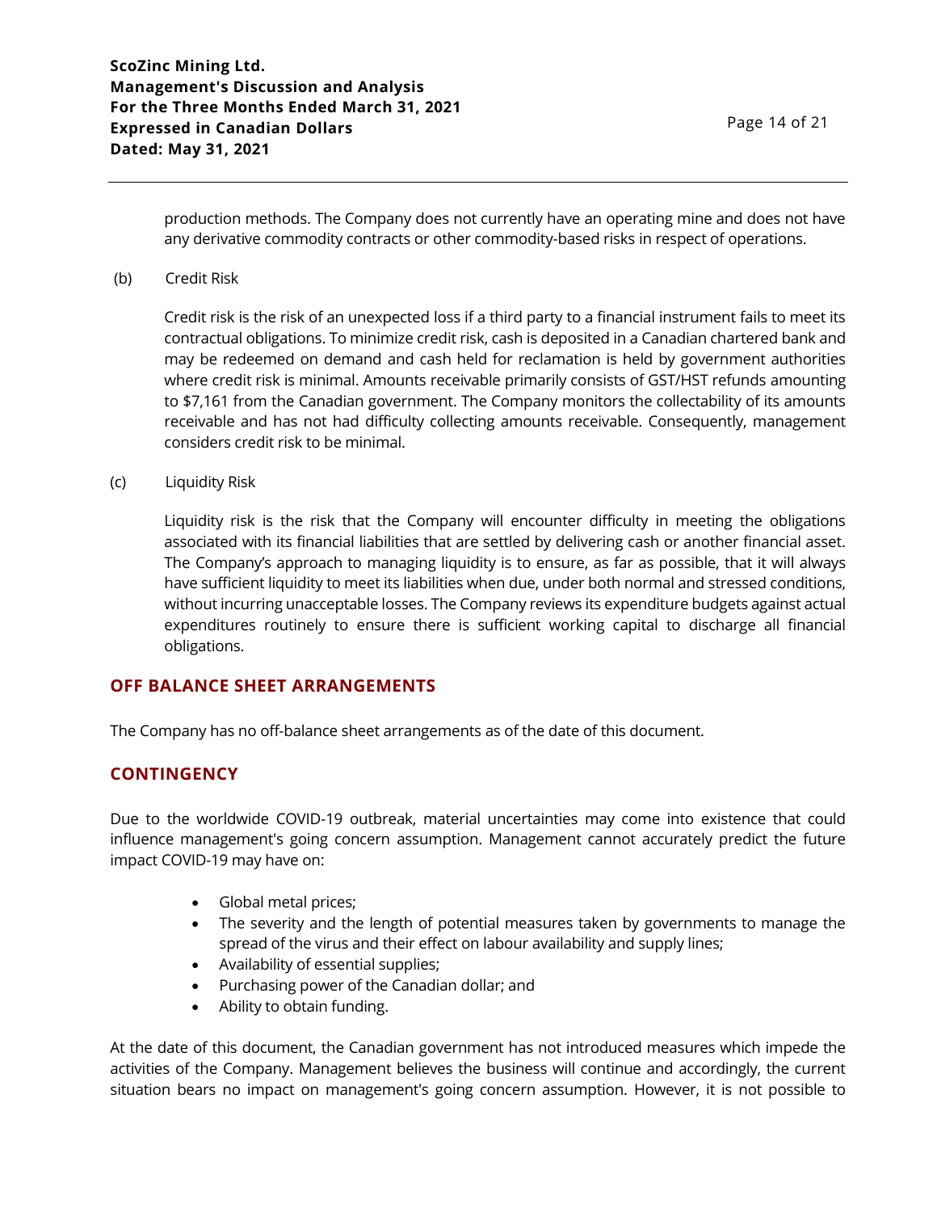production methods. The Company does not currently have an operating mine and does not have any derivative commodity contracts or other commodity-based risks in respect of operations.

(b) Credit Risk

Credit risk is the risk of an unexpected loss if a third party to a financial instrument fails to meet its contractual obligations. To minimize credit risk, cash is deposited in a Canadian chartered bank and may be redeemed on demand and cash held for reclamation is held by government authorities where credit risk is minimal. Amounts receivable primarily consists of GST/HST refunds amounting to $7,161 from the Canadian government. The Company monitors the collectability of its amounts receivable and has not had difficulty collecting amounts receivable. Consequently, management considers credit risk to be minimal.

(c) Liquidity Risk

Liquidity risk is the risk that the Company will encounter difficulty in meeting the obligations associated with its financial liabilities that are settled by delivering cash or another financial asset. The Company's approach to managing liquidity is to ensure, as far as possible, that it will always have sufficient liquidity to meet its liabilities when due, under both normal and stressed conditions, without incurring unacceptable losses. The Company reviews its expenditure budgets against actual expenditures routinely to ensure there is sufficient working capital to discharge all financial obligations.

## OFF BALANCE SHEET ARRANGEMENTS

The Company has no off-balance sheet arrangements as of the date of this document.

## CONTINGENCY

Due to the worldwide COVID-19 outbreak, material uncertainties may come into existence that could influence management's going concern assumption. Management cannot accurately predict the future impact COVID-19 may have on:

- Global metal prices;
- The severity and the length of potential measures taken by governments to manage the spread of the virus and their effect on labour availability and supply lines;
- Availability of essential supplies;
- Purchasing power of the Canadian dollar; and
- Ability to obtain funding.

At the date of this document, the Canadian government has not introduced measures which impede the activities of the Company. Management believes the business will continue and accordingly, the current situation bears no impact on management's going concern assumption. However, it is not possible to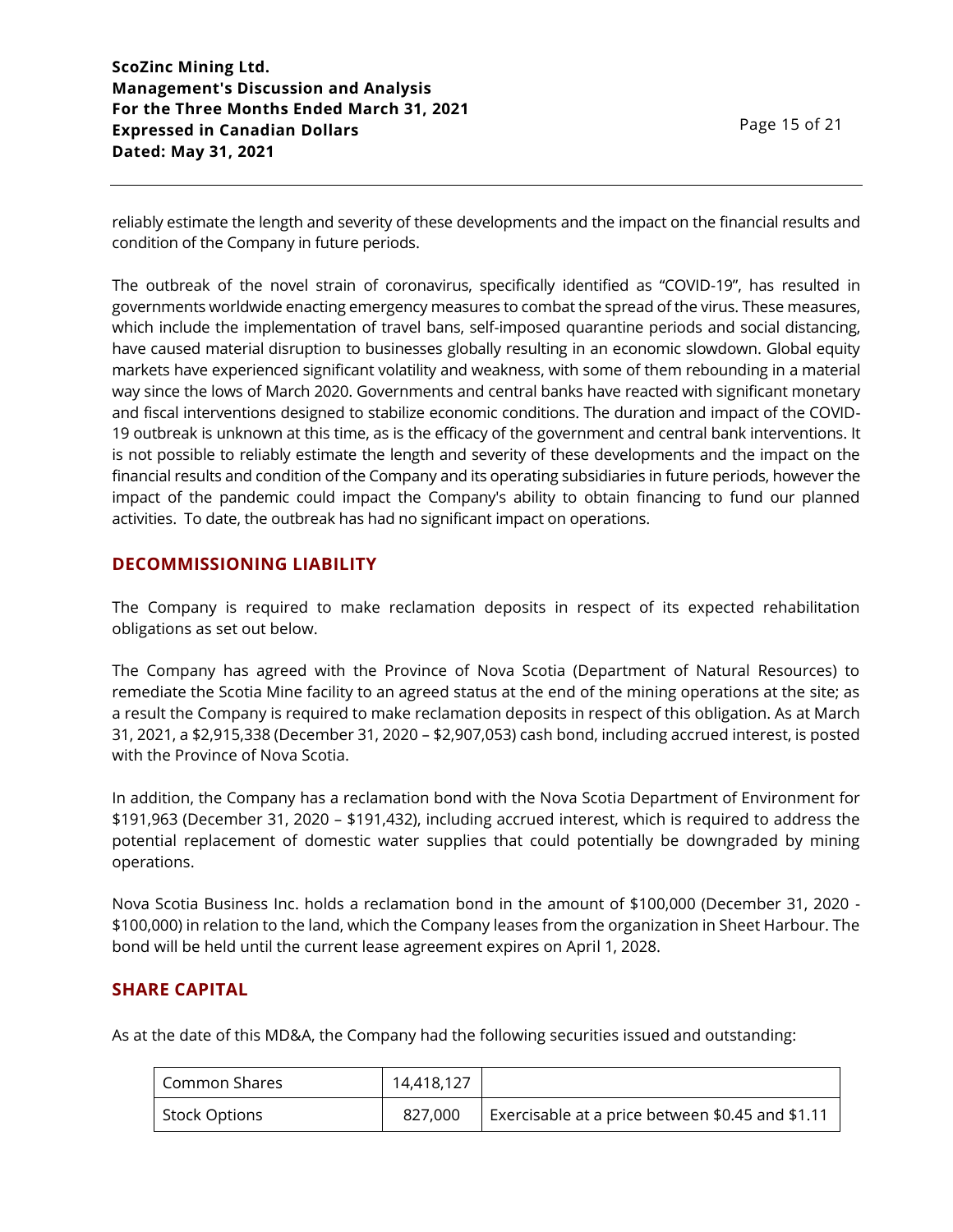reliably estimate the length and severity of these developments and the impact on the financial results and condition of the Company in future periods.

The outbreak of the novel strain of coronavirus, specifically identified as "COVID-19", has resulted in governments worldwide enacting emergency measures to combat the spread of the virus. These measures, which include the implementation of travel bans, self-imposed quarantine periods and social distancing, have caused material disruption to businesses globally resulting in an economic slowdown. Global equity markets have experienced significant volatility and weakness, with some of them rebounding in a material way since the lows of March 2020. Governments and central banks have reacted with significant monetary and fiscal interventions designed to stabilize economic conditions. The duration and impact of the COVID-19 outbreak is unknown at this time, as is the efficacy of the government and central bank interventions. It is not possible to reliably estimate the length and severity of these developments and the impact on the financial results and condition of the Company and its operating subsidiaries in future periods, however the impact of the pandemic could impact the Company's ability to obtain financing to fund our planned activities. To date, the outbreak has had no significant impact on operations.

## DECOMMISSIONING LIABILITY

The Company is required to make reclamation deposits in respect of its expected rehabilitation obligations as set out below.

The Company has agreed with the Province of Nova Scotia (Department of Natural Resources) to remediate the Scotia Mine facility to an agreed status at the end of the mining operations at the site; as a result the Company is required to make reclamation deposits in respect of this obligation. As at March 31, 2021, a $2,915,338 (December 31, 2020 – $2,907,053) cash bond, including accrued interest, is posted with the Province of Nova Scotia.

In addition, the Company has a reclamation bond with the Nova Scotia Department of Environment for $191,963 (December 31, 2020 – $191,432), including accrued interest, which is required to address the potential replacement of domestic water supplies that could potentially be downgraded by mining operations.

Nova Scotia Business Inc. holds a reclamation bond in the amount of $100,000 (December 31, 2020 - $100,000) in relation to the land, which the Company leases from the organization in Sheet Harbour. The bond will be held until the current lease agreement expires on April 1, 2028.

## SHARE CAPITAL

As at the date of this MD&A, the Company had the following securities issued and outstanding:

| | | |
|---|---|---|
| Common Shares | 14,418,127 | |
| Stock Options | 827,000 | Exercisable at a price between $0.45 and $1.11 |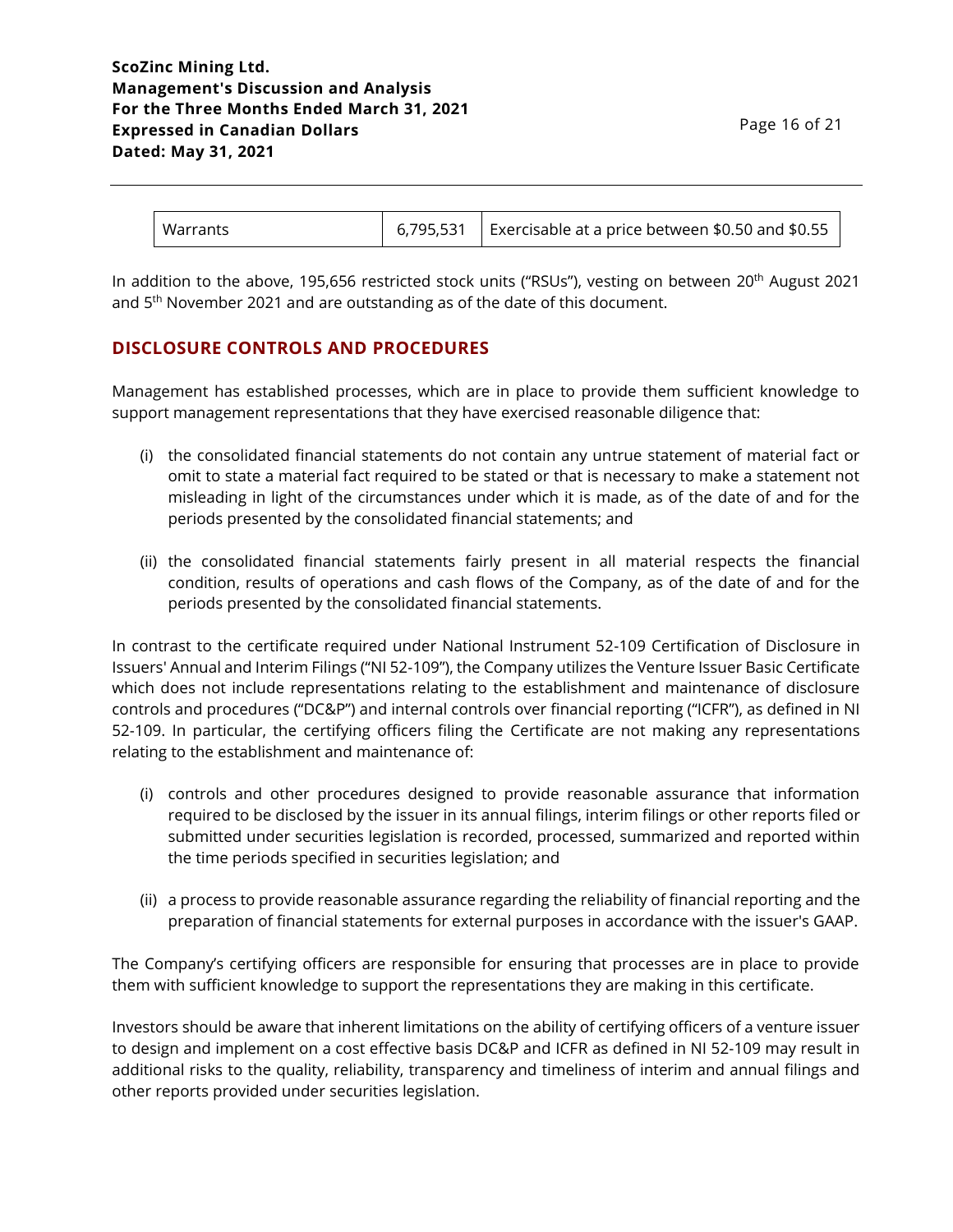| Warrants | 6,795,531 | Exercisable at a price between $0.50 and $0.55 |
|---|---|---|

In addition to the above, 195,656 restricted stock units ("RSUs"), vesting on between 20th August 2021 and 5th November 2021 and are outstanding as of the date of this document.

## DISCLOSURE CONTROLS AND PROCEDURES

Management has established processes, which are in place to provide them sufficient knowledge to support management representations that they have exercised reasonable diligence that:

(i) the consolidated financial statements do not contain any untrue statement of material fact or omit to state a material fact required to be stated or that is necessary to make a statement not misleading in light of the circumstances under which it is made, as of the date of and for the periods presented by the consolidated financial statements; and

(ii) the consolidated financial statements fairly present in all material respects the financial condition, results of operations and cash flows of the Company, as of the date of and for the periods presented by the consolidated financial statements.

In contrast to the certificate required under National Instrument 52-109 Certification of Disclosure in Issuers' Annual and Interim Filings ("NI 52-109"), the Company utilizes the Venture Issuer Basic Certificate which does not include representations relating to the establishment and maintenance of disclosure controls and procedures ("DC&P") and internal controls over financial reporting ("ICFR"), as defined in NI 52-109. In particular, the certifying officers filing the Certificate are not making any representations relating to the establishment and maintenance of:

(i) controls and other procedures designed to provide reasonable assurance that information required to be disclosed by the issuer in its annual filings, interim filings or other reports filed or submitted under securities legislation is recorded, processed, summarized and reported within the time periods specified in securities legislation; and

(ii) a process to provide reasonable assurance regarding the reliability of financial reporting and the preparation of financial statements for external purposes in accordance with the issuer's GAAP.

The Company's certifying officers are responsible for ensuring that processes are in place to provide them with sufficient knowledge to support the representations they are making in this certificate.

Investors should be aware that inherent limitations on the ability of certifying officers of a venture issuer to design and implement on a cost effective basis DC&P and ICFR as defined in NI 52-109 may result in additional risks to the quality, reliability, transparency and timeliness of interim and annual filings and other reports provided under securities legislation.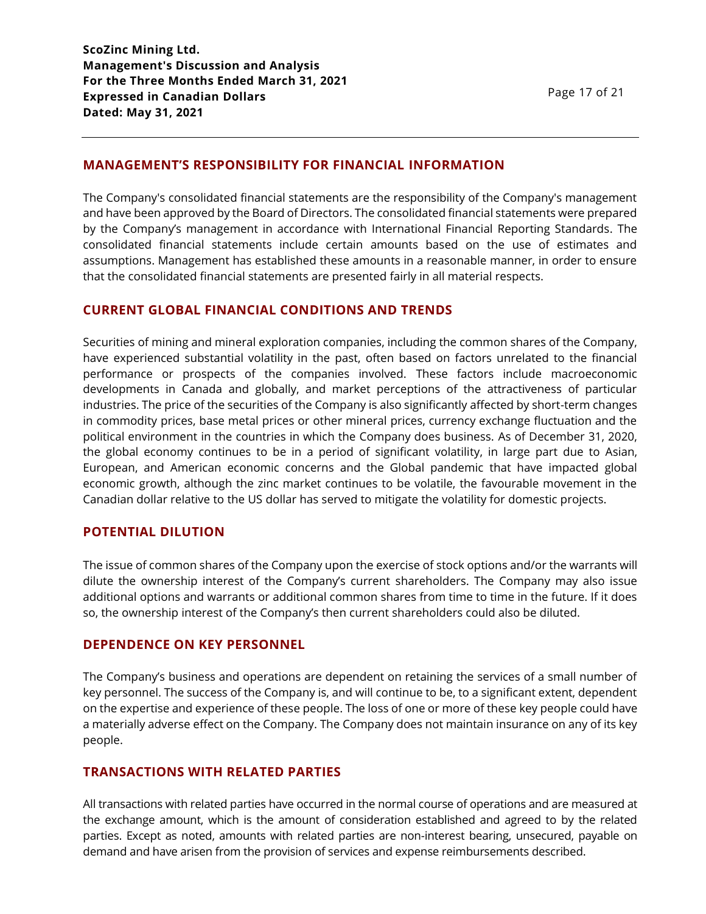## MANAGEMENT'S RESPONSIBILITY FOR FINANCIAL INFORMATION

The Company's consolidated financial statements are the responsibility of the Company's management and have been approved by the Board of Directors. The consolidated financial statements were prepared by the Company's management in accordance with International Financial Reporting Standards. The consolidated financial statements include certain amounts based on the use of estimates and assumptions. Management has established these amounts in a reasonable manner, in order to ensure that the consolidated financial statements are presented fairly in all material respects.

## CURRENT GLOBAL FINANCIAL CONDITIONS AND TRENDS

Securities of mining and mineral exploration companies, including the common shares of the Company, have experienced substantial volatility in the past, often based on factors unrelated to the financial performance or prospects of the companies involved. These factors include macroeconomic developments in Canada and globally, and market perceptions of the attractiveness of particular industries. The price of the securities of the Company is also significantly affected by short-term changes in commodity prices, base metal prices or other mineral prices, currency exchange fluctuation and the political environment in the countries in which the Company does business. As of December 31, 2020, the global economy continues to be in a period of significant volatility, in large part due to Asian, European, and American economic concerns and the Global pandemic that have impacted global economic growth, although the zinc market continues to be volatile, the favourable movement in the Canadian dollar relative to the US dollar has served to mitigate the volatility for domestic projects.

## POTENTIAL DILUTION

The issue of common shares of the Company upon the exercise of stock options and/or the warrants will dilute the ownership interest of the Company's current shareholders. The Company may also issue additional options and warrants or additional common shares from time to time in the future. If it does so, the ownership interest of the Company's then current shareholders could also be diluted.

## DEPENDENCE ON KEY PERSONNEL

The Company's business and operations are dependent on retaining the services of a small number of key personnel. The success of the Company is, and will continue to be, to a significant extent, dependent on the expertise and experience of these people. The loss of one or more of these key people could have a materially adverse effect on the Company. The Company does not maintain insurance on any of its key people.

## TRANSACTIONS WITH RELATED PARTIES

All transactions with related parties have occurred in the normal course of operations and are measured at the exchange amount, which is the amount of consideration established and agreed to by the related parties. Except as noted, amounts with related parties are non-interest bearing, unsecured, payable on demand and have arisen from the provision of services and expense reimbursements described.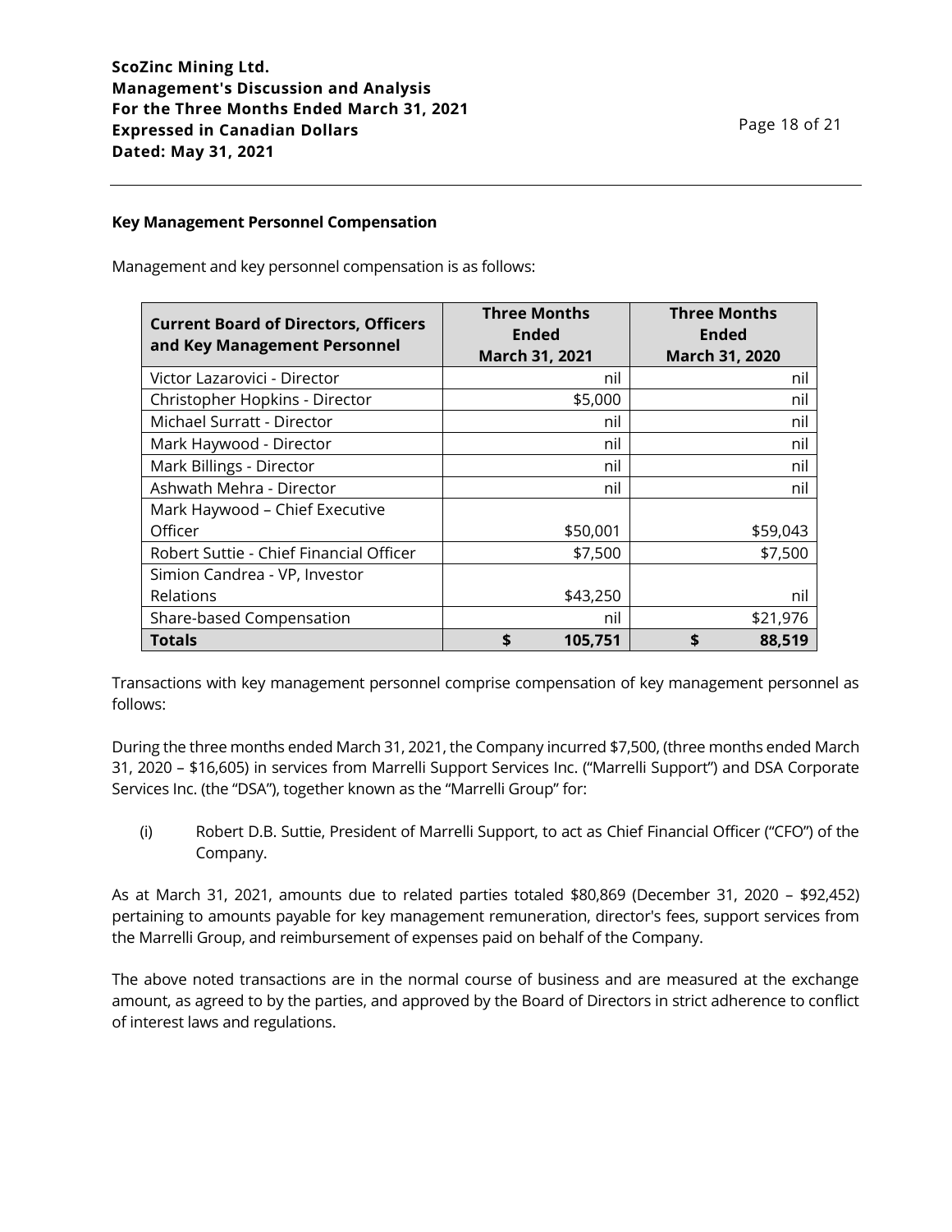### Key Management Personnel Compensation

Management and key personnel compensation is as follows:

| Current Board of Directors, Officers and Key Management Personnel | Three Months Ended March 31, 2021 | Three Months Ended March 31, 2020 |
|---|---|---|
| Victor Lazarovici - Director | nil | nil |
| Christopher Hopkins - Director | $5,000 | nil |
| Michael Surratt - Director | nil | nil |
| Mark Haywood - Director | nil | nil |
| Mark Billings - Director | nil | nil |
| Ashwath Mehra - Director | nil | nil |
| Mark Haywood – Chief Executive Officer | $50,001 | $59,043 |
| Robert Suttie - Chief Financial Officer | $7,500 | $7,500 |
| Simion Candrea - VP, Investor Relations | $43,250 | nil |
| Share-based Compensation | nil | $21,976 |
| **Totals** | **$ 105,751** | **$ 88,519** |

Transactions with key management personnel comprise compensation of key management personnel as follows:

During the three months ended March 31, 2021, the Company incurred $7,500, (three months ended March 31, 2020 – $16,605) in services from Marrelli Support Services Inc. ("Marrelli Support") and DSA Corporate Services Inc. (the "DSA"), together known as the "Marrelli Group" for:

(i) Robert D.B. Suttie, President of Marrelli Support, to act as Chief Financial Officer ("CFO") of the Company.

As at March 31, 2021, amounts due to related parties totaled $80,869 (December 31, 2020 – $92,452) pertaining to amounts payable for key management remuneration, director's fees, support services from the Marrelli Group, and reimbursement of expenses paid on behalf of the Company.

The above noted transactions are in the normal course of business and are measured at the exchange amount, as agreed to by the parties, and approved by the Board of Directors in strict adherence to conflict of interest laws and regulations.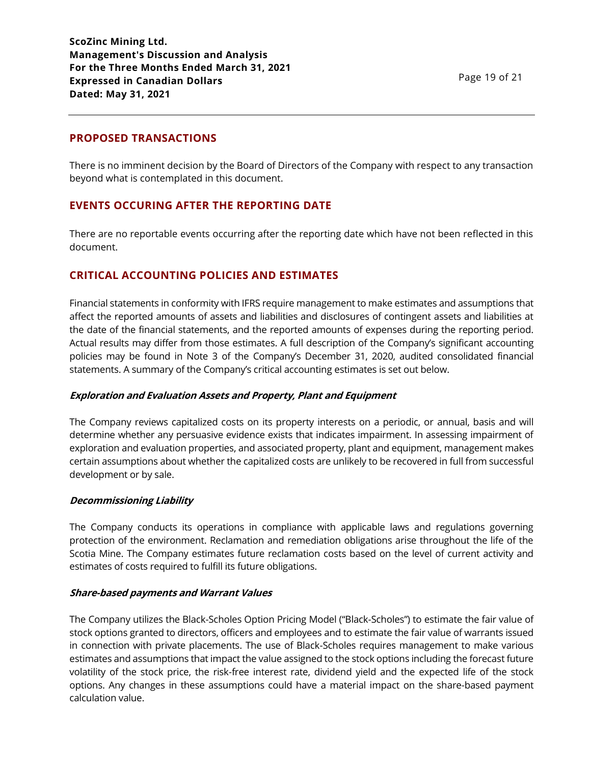## PROPOSED TRANSACTIONS

There is no imminent decision by the Board of Directors of the Company with respect to any transaction beyond what is contemplated in this document.

## EVENTS OCCURING AFTER THE REPORTING DATE

There are no reportable events occurring after the reporting date which have not been reflected in this document.

## CRITICAL ACCOUNTING POLICIES AND ESTIMATES

Financial statements in conformity with IFRS require management to make estimates and assumptions that affect the reported amounts of assets and liabilities and disclosures of contingent assets and liabilities at the date of the financial statements, and the reported amounts of expenses during the reporting period. Actual results may differ from those estimates. A full description of the Company's significant accounting policies may be found in Note 3 of the Company's December 31, 2020, audited consolidated financial statements. A summary of the Company's critical accounting estimates is set out below.

### *Exploration and Evaluation Assets and Property, Plant and Equipment*

The Company reviews capitalized costs on its property interests on a periodic, or annual, basis and will determine whether any persuasive evidence exists that indicates impairment. In assessing impairment of exploration and evaluation properties, and associated property, plant and equipment, management makes certain assumptions about whether the capitalized costs are unlikely to be recovered in full from successful development or by sale.

### *Decommissioning Liability*

The Company conducts its operations in compliance with applicable laws and regulations governing protection of the environment. Reclamation and remediation obligations arise throughout the life of the Scotia Mine. The Company estimates future reclamation costs based on the level of current activity and estimates of costs required to fulfill its future obligations.

### *Share-based payments and Warrant Values*

The Company utilizes the Black-Scholes Option Pricing Model ("Black-Scholes") to estimate the fair value of stock options granted to directors, officers and employees and to estimate the fair value of warrants issued in connection with private placements. The use of Black-Scholes requires management to make various estimates and assumptions that impact the value assigned to the stock options including the forecast future volatility of the stock price, the risk-free interest rate, dividend yield and the expected life of the stock options. Any changes in these assumptions could have a material impact on the share-based payment calculation value.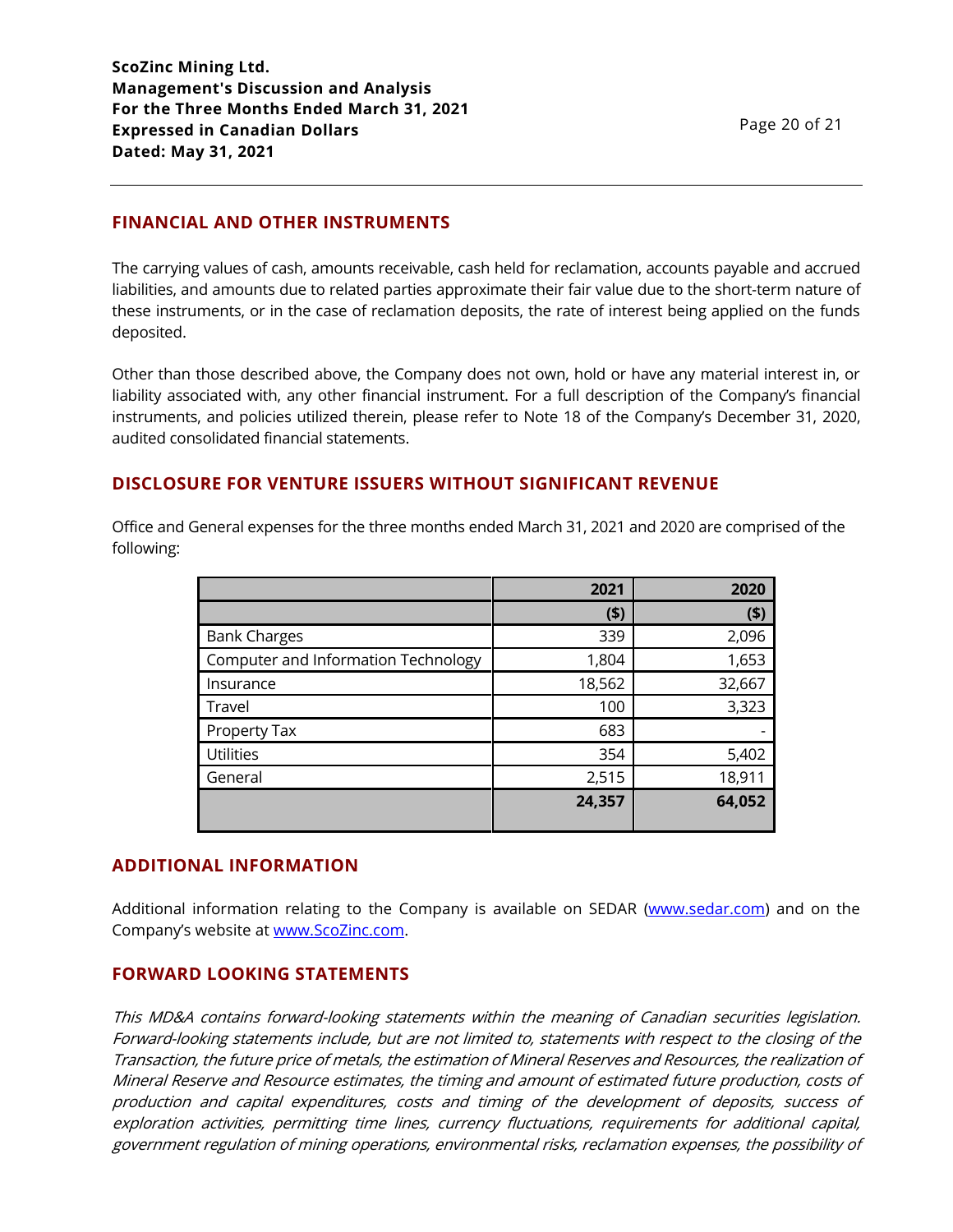## FINANCIAL AND OTHER INSTRUMENTS

The carrying values of cash, amounts receivable, cash held for reclamation, accounts payable and accrued liabilities, and amounts due to related parties approximate their fair value due to the short-term nature of these instruments, or in the case of reclamation deposits, the rate of interest being applied on the funds deposited.

Other than those described above, the Company does not own, hold or have any material interest in, or liability associated with, any other financial instrument. For a full description of the Company's financial instruments, and policies utilized therein, please refer to Note 18 of the Company's December 31, 2020, audited consolidated financial statements.

## DISCLOSURE FOR VENTURE ISSUERS WITHOUT SIGNIFICANT REVENUE

Office and General expenses for the three months ended March 31, 2021 and 2020 are comprised of the following:

| | 2021 | 2020 |
|---|---:|---:|
| | ($) | ($) |
| Bank Charges | 339 | 2,096 |
| Computer and Information Technology | 1,804 | 1,653 |
| Insurance | 18,562 | 32,667 |
| Travel | 100 | 3,323 |
| Property Tax | 683 | - |
| Utilities | 354 | 5,402 |
| General | 2,515 | 18,911 |
| | **24,357** | **64,052** |

## ADDITIONAL INFORMATION

Additional information relating to the Company is available on SEDAR (www.sedar.com) and on the Company's website at www.ScoZinc.com.

## FORWARD LOOKING STATEMENTS

*This MD&A contains forward-looking statements within the meaning of Canadian securities legislation. Forward-looking statements include, but are not limited to, statements with respect to the closing of the Transaction, the future price of metals, the estimation of Mineral Reserves and Resources, the realization of Mineral Reserve and Resource estimates, the timing and amount of estimated future production, costs of production and capital expenditures, costs and timing of the development of deposits, success of exploration activities, permitting time lines, currency fluctuations, requirements for additional capital, government regulation of mining operations, environmental risks, reclamation expenses, the possibility of*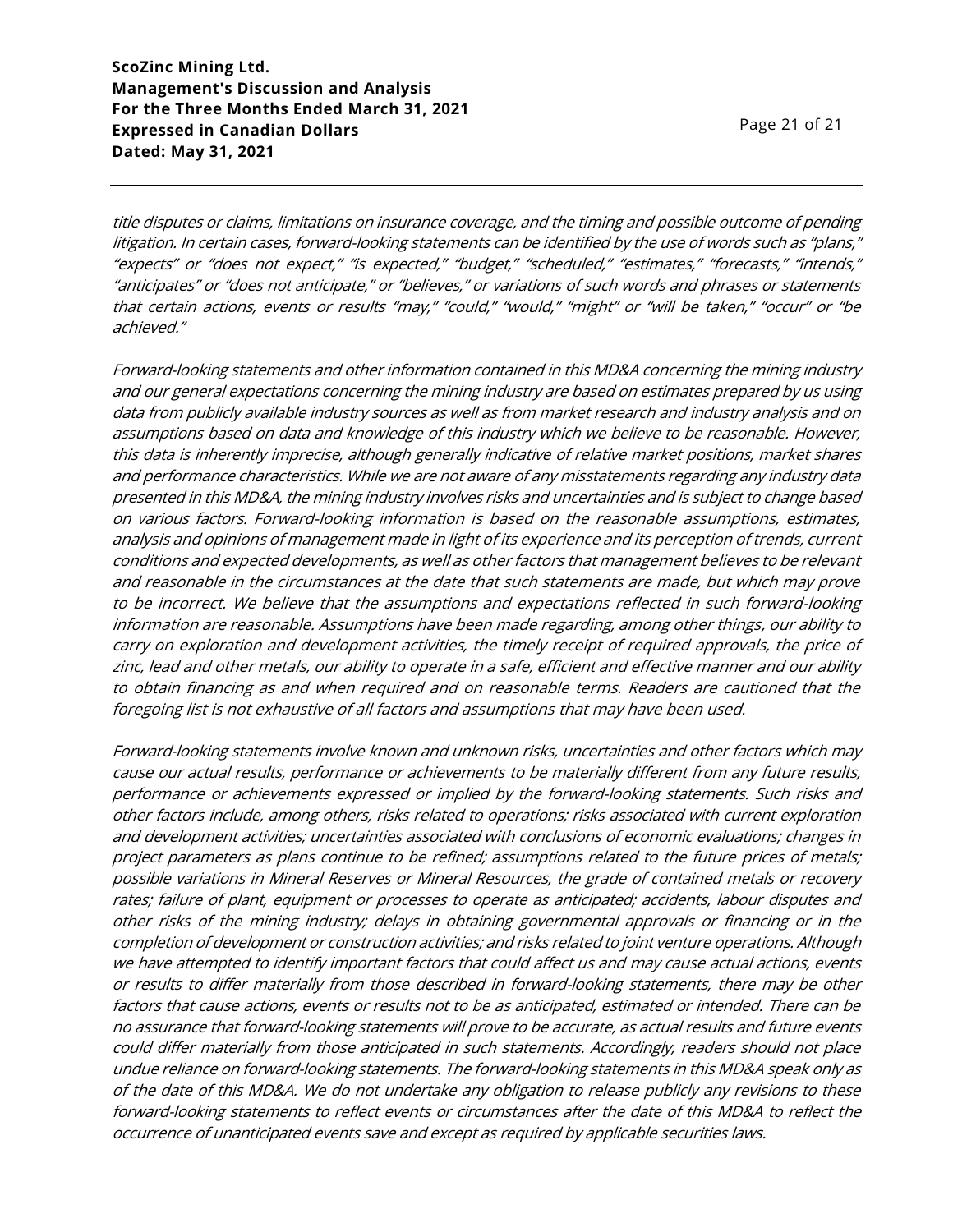*title disputes or claims, limitations on insurance coverage, and the timing and possible outcome of pending litigation. In certain cases, forward-looking statements can be identified by the use of words such as "plans," "expects" or "does not expect," "is expected," "budget," "scheduled," "estimates," "forecasts," "intends," "anticipates" or "does not anticipate," or "believes," or variations of such words and phrases or statements that certain actions, events or results "may," "could," "would," "might" or "will be taken," "occur" or "be achieved."*

*Forward-looking statements and other information contained in this MD&A concerning the mining industry and our general expectations concerning the mining industry are based on estimates prepared by us using data from publicly available industry sources as well as from market research and industry analysis and on assumptions based on data and knowledge of this industry which we believe to be reasonable. However, this data is inherently imprecise, although generally indicative of relative market positions, market shares and performance characteristics. While we are not aware of any misstatements regarding any industry data presented in this MD&A, the mining industry involves risks and uncertainties and is subject to change based on various factors. Forward-looking information is based on the reasonable assumptions, estimates, analysis and opinions of management made in light of its experience and its perception of trends, current conditions and expected developments, as well as other factors that management believes to be relevant and reasonable in the circumstances at the date that such statements are made, but which may prove to be incorrect. We believe that the assumptions and expectations reflected in such forward-looking information are reasonable. Assumptions have been made regarding, among other things, our ability to carry on exploration and development activities, the timely receipt of required approvals, the price of zinc, lead and other metals, our ability to operate in a safe, efficient and effective manner and our ability to obtain financing as and when required and on reasonable terms. Readers are cautioned that the foregoing list is not exhaustive of all factors and assumptions that may have been used.*

*Forward-looking statements involve known and unknown risks, uncertainties and other factors which may cause our actual results, performance or achievements to be materially different from any future results, performance or achievements expressed or implied by the forward-looking statements. Such risks and other factors include, among others, risks related to operations; risks associated with current exploration and development activities; uncertainties associated with conclusions of economic evaluations; changes in project parameters as plans continue to be refined; assumptions related to the future prices of metals; possible variations in Mineral Reserves or Mineral Resources, the grade of contained metals or recovery rates; failure of plant, equipment or processes to operate as anticipated; accidents, labour disputes and other risks of the mining industry; delays in obtaining governmental approvals or financing or in the completion of development or construction activities; and risks related to joint venture operations. Although we have attempted to identify important factors that could affect us and may cause actual actions, events or results to differ materially from those described in forward-looking statements, there may be other factors that cause actions, events or results not to be as anticipated, estimated or intended. There can be no assurance that forward-looking statements will prove to be accurate, as actual results and future events could differ materially from those anticipated in such statements. Accordingly, readers should not place undue reliance on forward-looking statements. The forward-looking statements in this MD&A speak only as of the date of this MD&A. We do not undertake any obligation to release publicly any revisions to these forward-looking statements to reflect events or circumstances after the date of this MD&A to reflect the occurrence of unanticipated events save and except as required by applicable securities laws.*